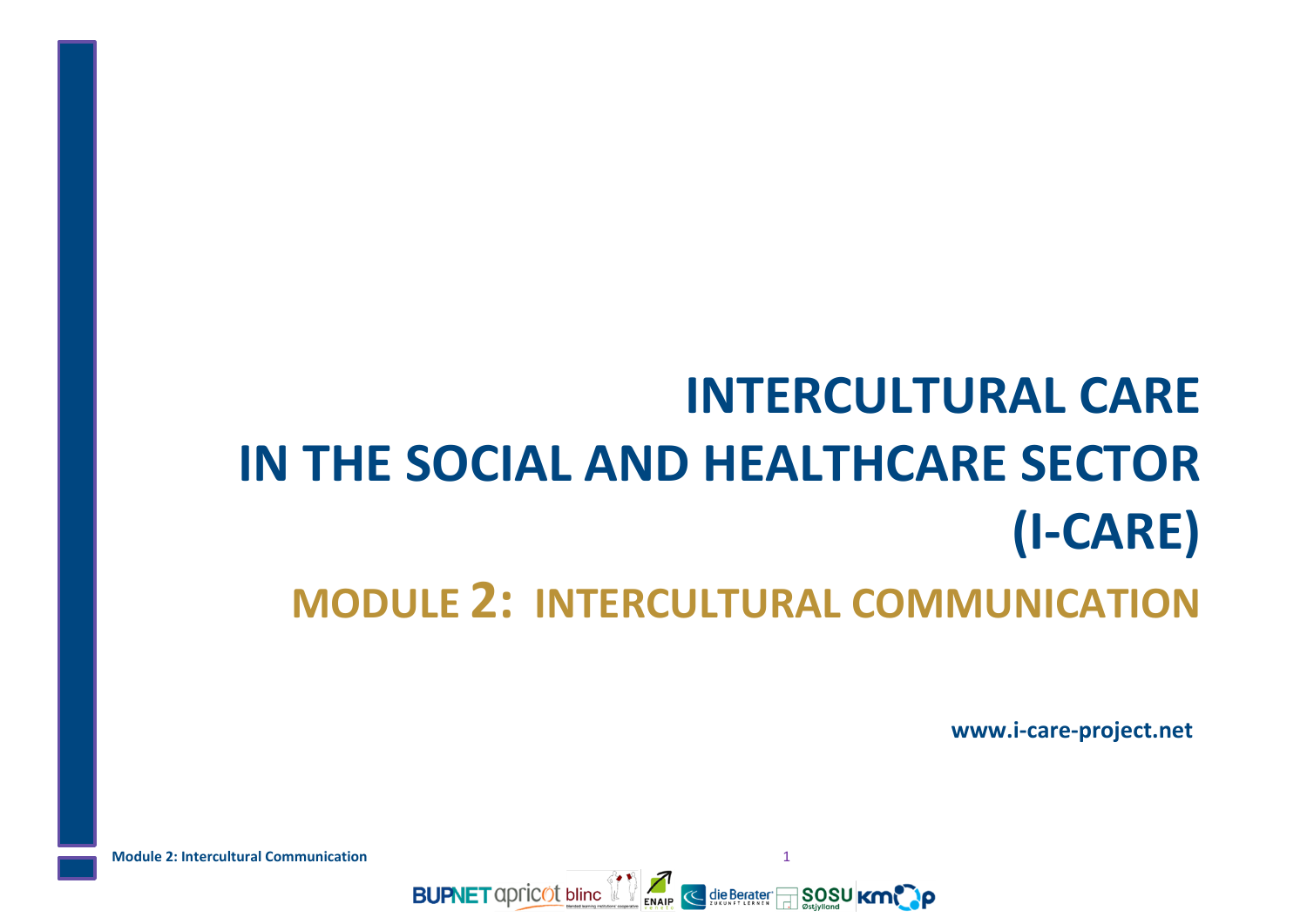# INTERCULTURAL CARE IN THE SOCIAL AND HEALTHCARE SECTOR (I-CARE)

## MODULE 2: INTERCULTURAL COMMUNICATION

**www.i-care-project.net**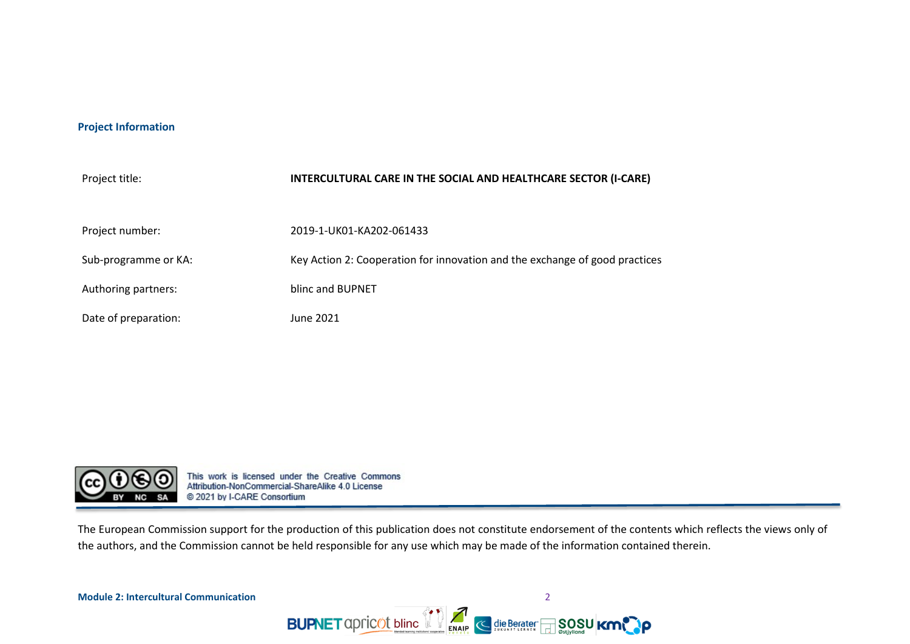**Project Information**

| | |
|---|---|
| Project title: | **INTERCULTURAL CARE IN THE SOCIAL AND HEALTHCARE SECTOR (I-CARE)** |
| Project number: | 2019-1-UK01-KA202-061433 |
| Sub-programme or KA: | Key Action 2: Cooperation for innovation and the exchange of good practices |
| Authoring partners: | blinc and BUPNET |
| Date of preparation: | June 2021 |

This work is licensed under the Creative Commons Attribution-NonCommercial-ShareAlike 4.0 License
© 2021 by I-CARE Consortium

The European Commission support for the production of this publication does not constitute endorsement of the contents which reflects the views only of the authors, and the Commission cannot be held responsible for any use which may be made of the information contained therein.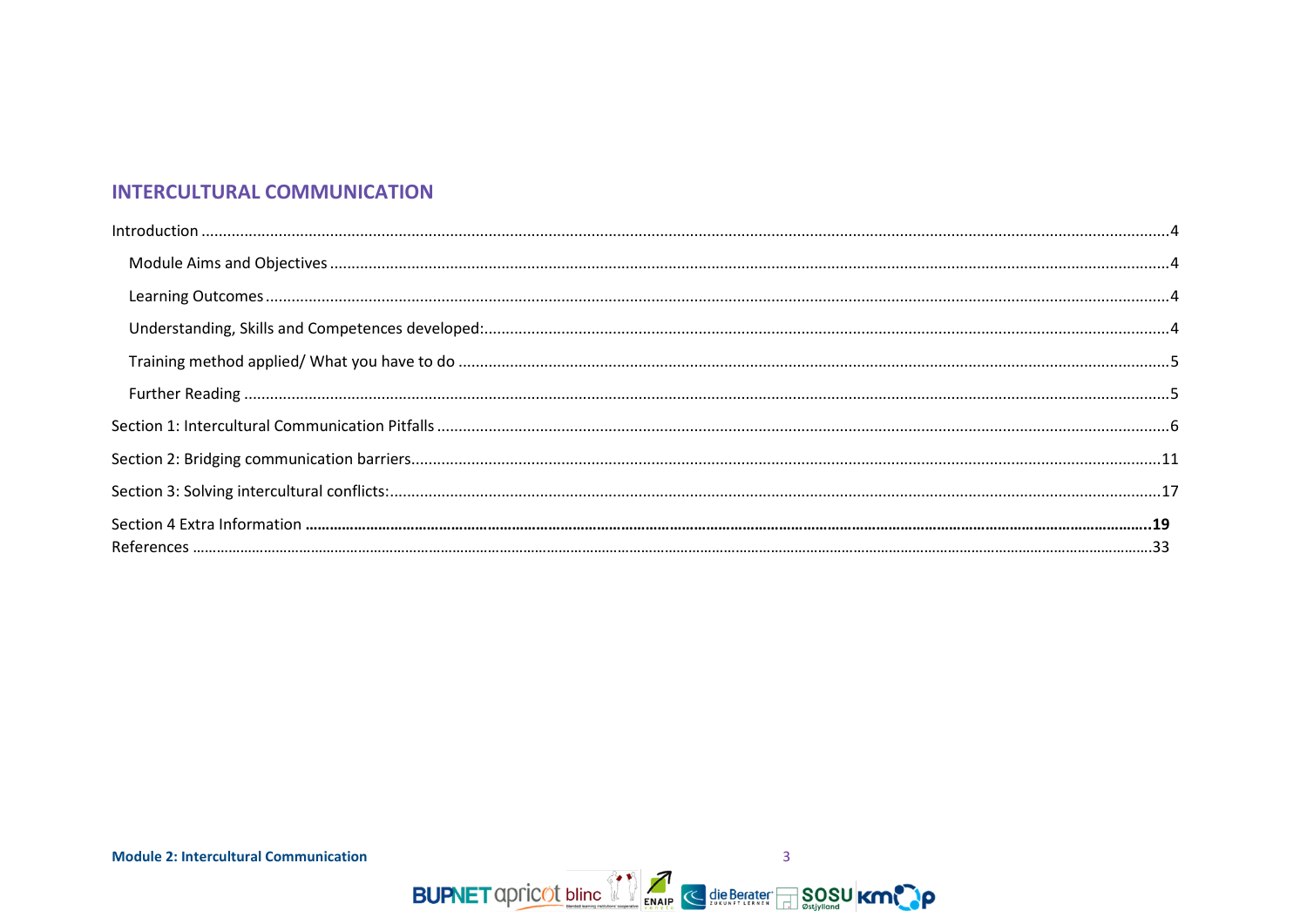## INTERCULTURAL COMMUNICATION

Introduction ....................................................................................................................................................................................................4

Module Aims and Objectives ..........................................................................................................................................................................4

Learning Outcomes ........................................................................................................................................................................................4

Understanding, Skills and Competences developed:......................................................................................................................................4

Training method applied/ What you have to do .............................................................................................................................................5

Further Reading ..............................................................................................................................................................................................5

Section 1: Intercultural Communication Pitfalls ..............................................................................................................................................6

Section 2: Bridging communication barriers...................................................................................................................................................11

Section 3: Solving intercultural conflicts:.........................................................................................................................................................17

Section 4 Extra Information **.......................................................................................................................................................................19**

References ......................................................................................................................................................................................................33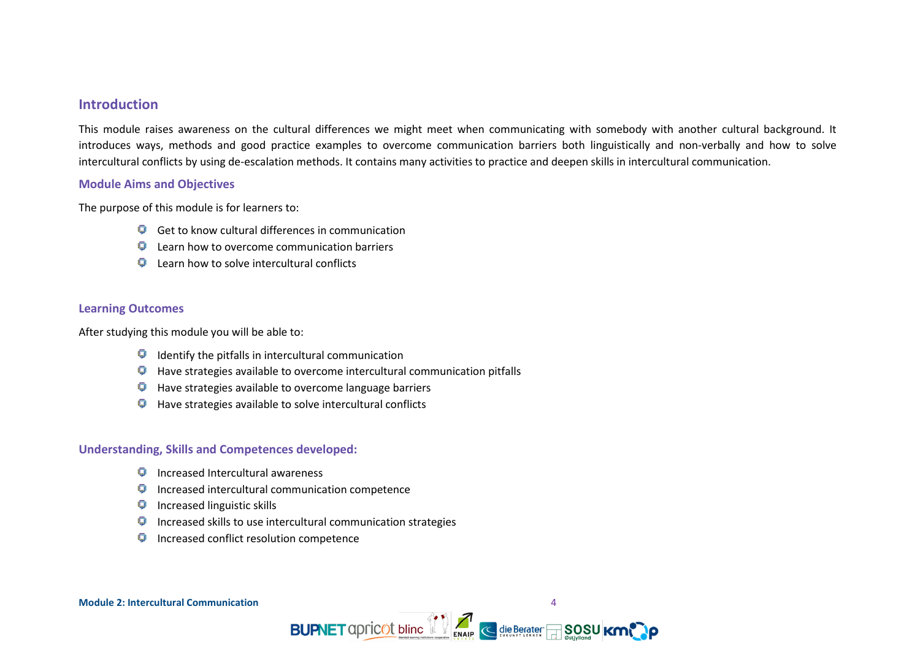## Introduction

This module raises awareness on the cultural differences we might meet when communicating with somebody with another cultural background. It introduces ways, methods and good practice examples to overcome communication barriers both linguistically and non-verbally and how to solve intercultural conflicts by using de-escalation methods. It contains many activities to practice and deepen skills in intercultural communication.

### Module Aims and Objectives

The purpose of this module is for learners to:

- Get to know cultural differences in communication
- Learn how to overcome communication barriers
- Learn how to solve intercultural conflicts

### Learning Outcomes

After studying this module you will be able to:

- Identify the pitfalls in intercultural communication
- Have strategies available to overcome intercultural communication pitfalls
- Have strategies available to overcome language barriers
- Have strategies available to solve intercultural conflicts

### Understanding, Skills and Competences developed:

- Increased Intercultural awareness
- Increased intercultural communication competence
- Increased linguistic skills
- Increased skills to use intercultural communication strategies
- Increased conflict resolution competence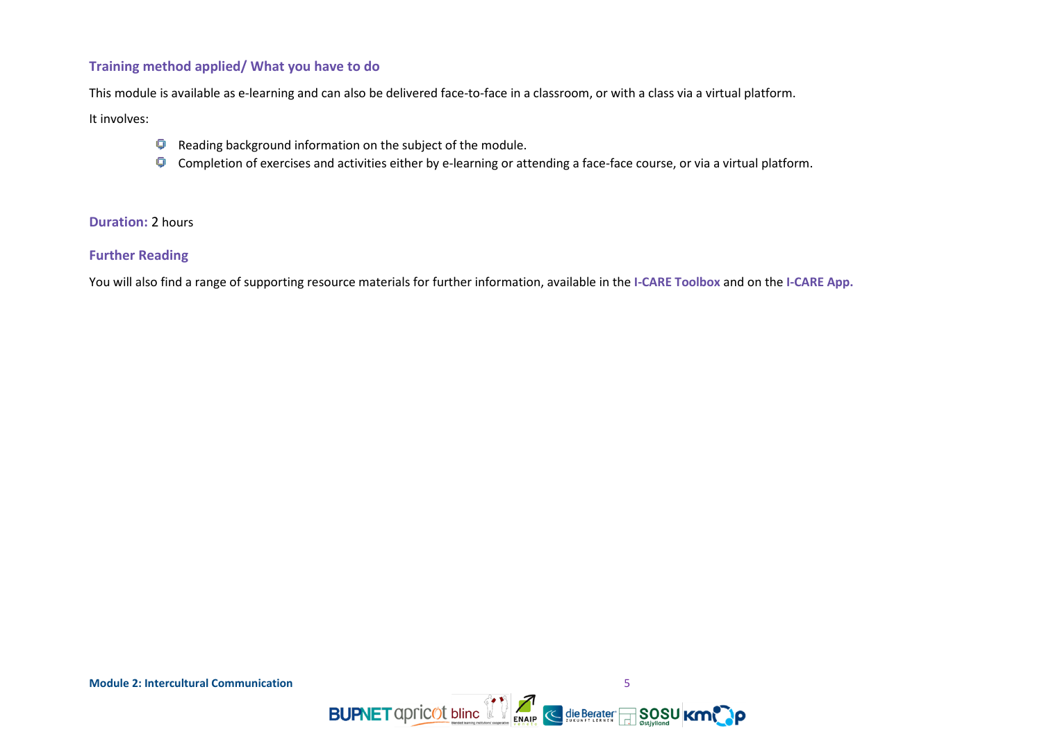### Training method applied/ What you have to do

This module is available as e-learning and can also be delivered face-to-face in a classroom, or with a class via a virtual platform.

It involves:

- Reading background information on the subject of the module.
- Completion of exercises and activities either by e-learning or attending a face-face course, or via a virtual platform.

**Duration:** 2 hours

### Further Reading

You will also find a range of supporting resource materials for further information, available in the **I-CARE Toolbox** and on the **I-CARE App.**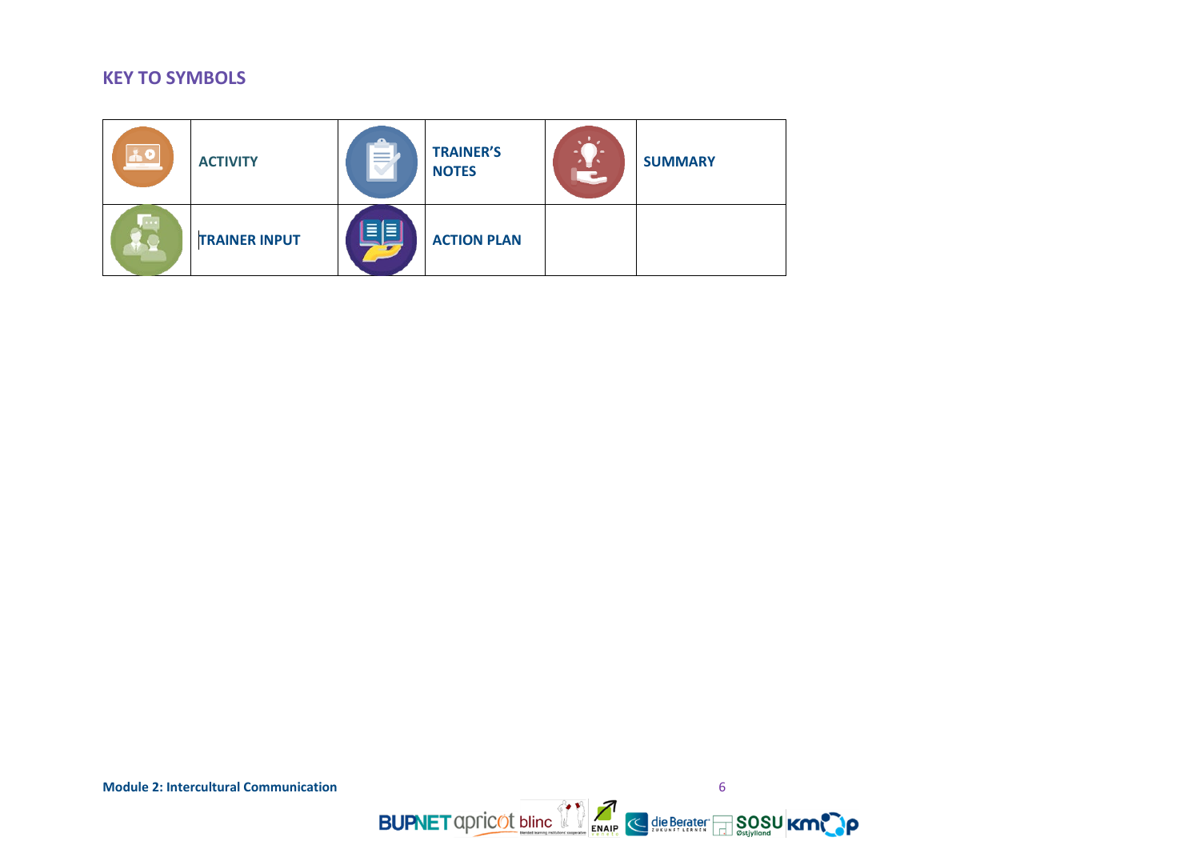## KEY TO SYMBOLS

| | | | | | |
|---|---|---|---|---|---|
| | **ACTIVITY** | | **TRAINER'S NOTES** | | **SUMMARY** |
| | **TRAINER INPUT** | | **ACTION PLAN** | | |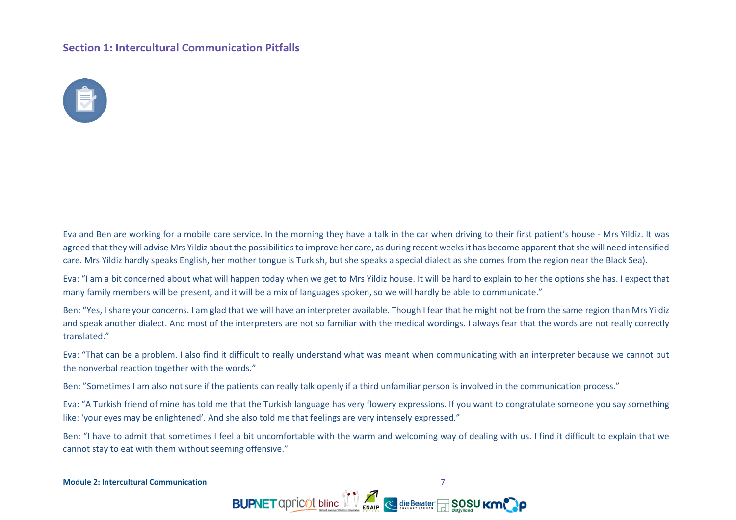## Section 1: Intercultural Communication Pitfalls

Eva and Ben are working for a mobile care service. In the morning they have a talk in the car when driving to their first patient's house - Mrs Yildiz. It was agreed that they will advise Mrs Yildiz about the possibilities to improve her care, as during recent weeks it has become apparent that she will need intensified care. Mrs Yildiz hardly speaks English, her mother tongue is Turkish, but she speaks a special dialect as she comes from the region near the Black Sea).

Eva: "I am a bit concerned about what will happen today when we get to Mrs Yildiz house. It will be hard to explain to her the options she has. I expect that many family members will be present, and it will be a mix of languages spoken, so we will hardly be able to communicate."

Ben: "Yes, I share your concerns. I am glad that we will have an interpreter available. Though I fear that he might not be from the same region than Mrs Yildiz and speak another dialect. And most of the interpreters are not so familiar with the medical wordings. I always fear that the words are not really correctly translated."

Eva: "That can be a problem. I also find it difficult to really understand what was meant when communicating with an interpreter because we cannot put the nonverbal reaction together with the words."

Ben: "Sometimes I am also not sure if the patients can really talk openly if a third unfamiliar person is involved in the communication process."

Eva: "A Turkish friend of mine has told me that the Turkish language has very flowery expressions. If you want to congratulate someone you say something like: 'your eyes may be enlightened'. And she also told me that feelings are very intensely expressed."

Ben: "I have to admit that sometimes I feel a bit uncomfortable with the warm and welcoming way of dealing with us. I find it difficult to explain that we cannot stay to eat with them without seeming offensive."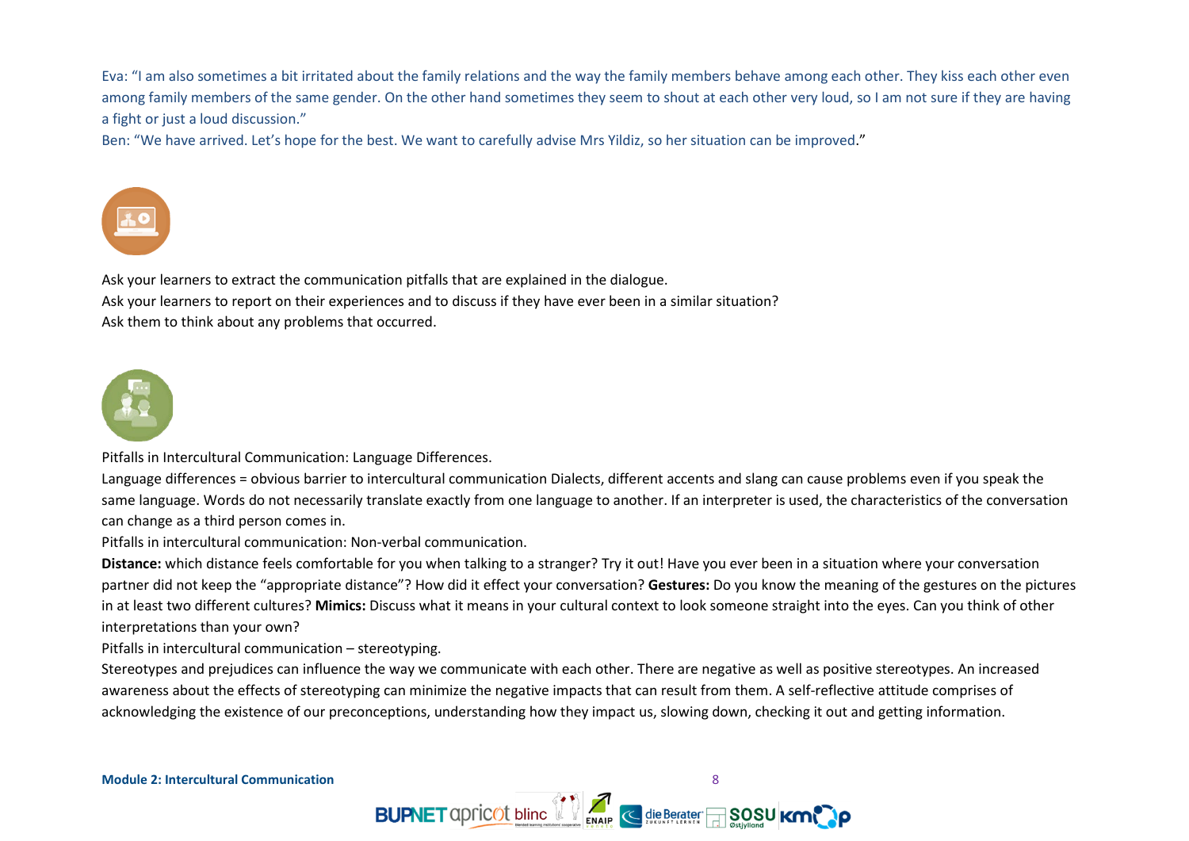Eva: “I am also sometimes a bit irritated about the family relations and the way the family members behave among each other. They kiss each other even among family members of the same gender. On the other hand sometimes they seem to shout at each other very loud, so I am not sure if they are having a fight or just a loud discussion.”

Ben: “We have arrived. Let’s hope for the best. We want to carefully advise Mrs Yildiz, so her situation can be improved.”

Ask your learners to extract the communication pitfalls that are explained in the dialogue.
Ask your learners to report on their experiences and to discuss if they have ever been in a similar situation?
Ask them to think about any problems that occurred.

Pitfalls in Intercultural Communication: Language Differences.

Language differences = obvious barrier to intercultural communication Dialects, different accents and slang can cause problems even if you speak the same language. Words do not necessarily translate exactly from one language to another. If an interpreter is used, the characteristics of the conversation can change as a third person comes in.

Pitfalls in intercultural communication: Non-verbal communication.

**Distance:** which distance feels comfortable for you when talking to a stranger? Try it out! Have you ever been in a situation where your conversation partner did not keep the “appropriate distance”? How did it effect your conversation? **Gestures:** Do you know the meaning of the gestures on the pictures in at least two different cultures? **Mimics:** Discuss what it means in your cultural context to look someone straight into the eyes. Can you think of other interpretations than your own?

Pitfalls in intercultural communication – stereotyping.

Stereotypes and prejudices can influence the way we communicate with each other. There are negative as well as positive stereotypes. An increased awareness about the effects of stereotyping can minimize the negative impacts that can result from them. A self-reflective attitude comprises of acknowledging the existence of our preconceptions, understanding how they impact us, slowing down, checking it out and getting information.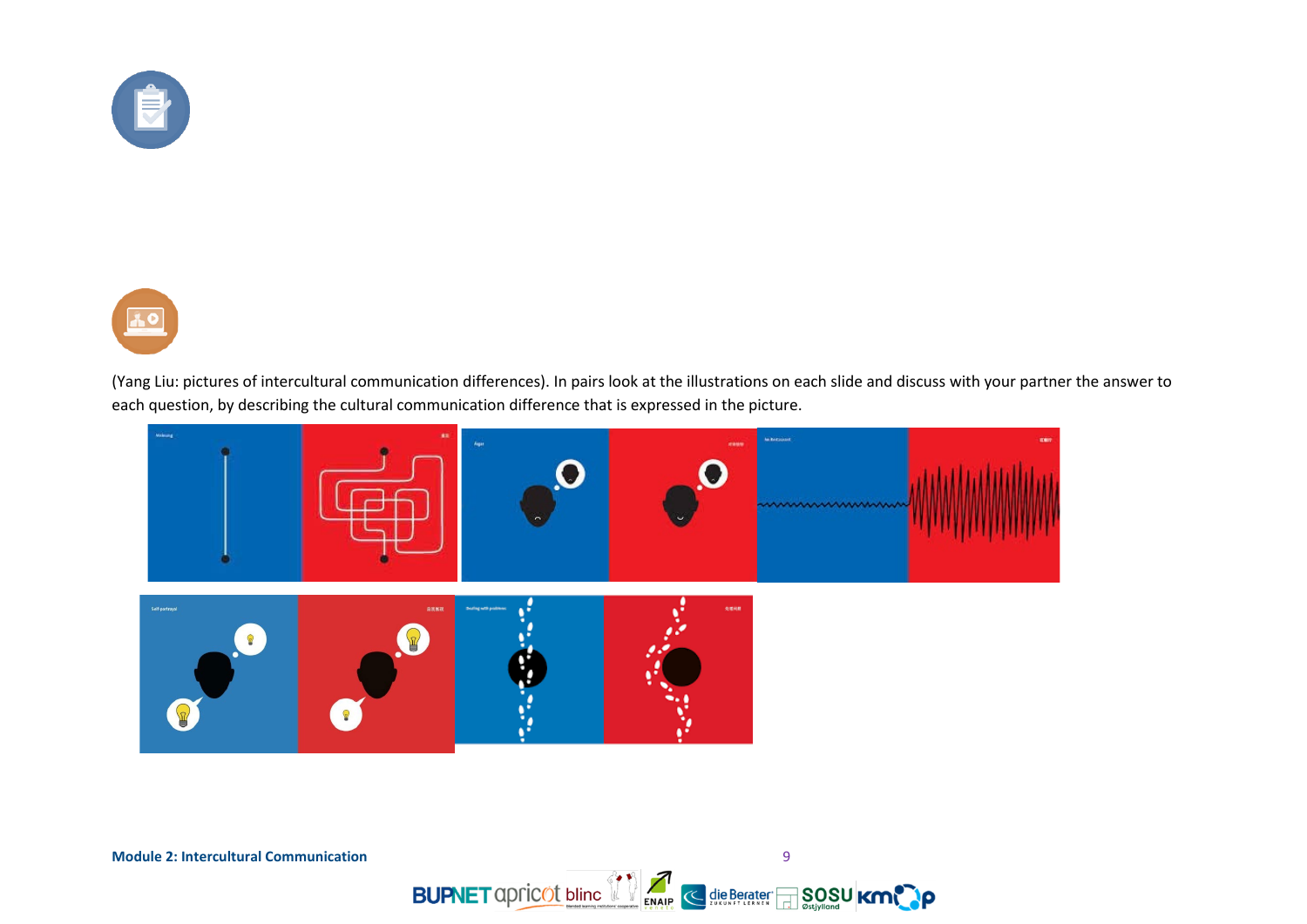(Yang Liu: pictures of intercultural communication differences). In pairs look at the illustrations on each slide and discuss with your partner the answer to each question, by describing the cultural communication difference that is expressed in the picture.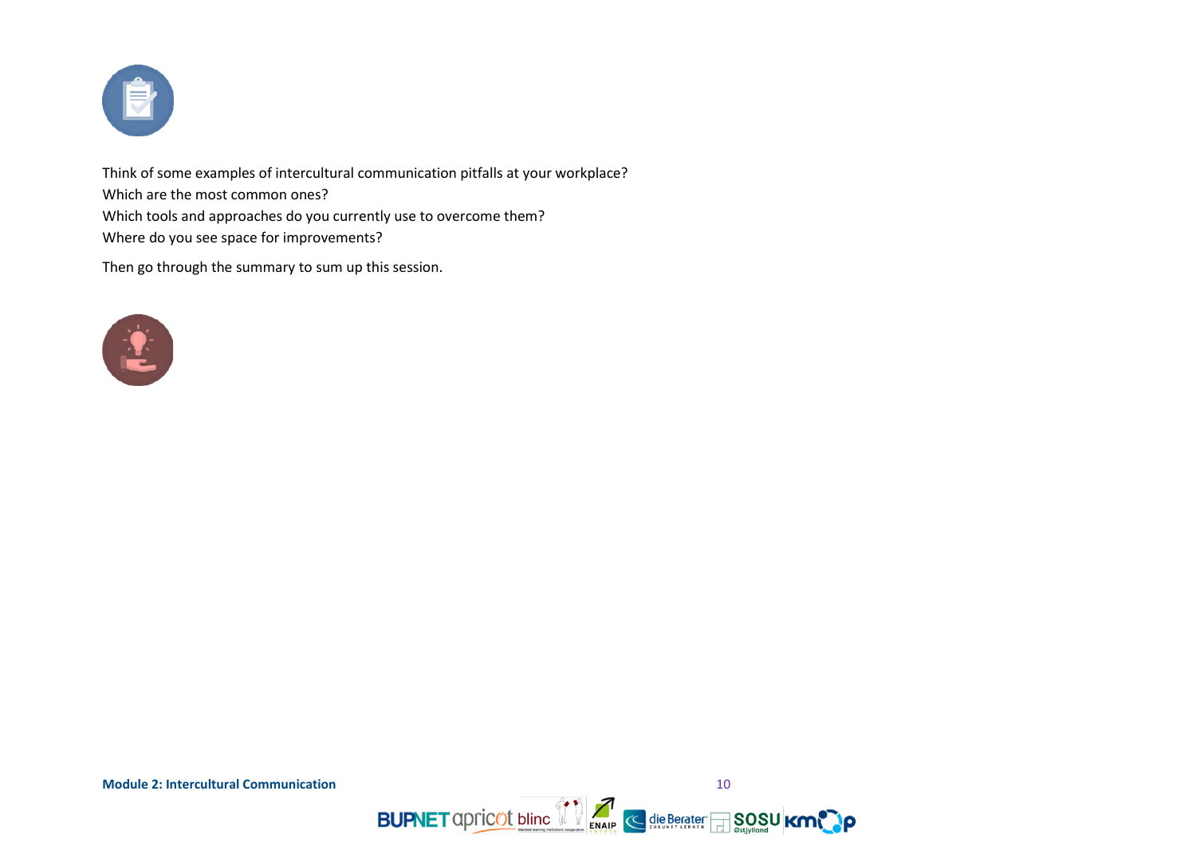Think of some examples of intercultural communication pitfalls at your workplace?
Which are the most common ones?
Which tools and approaches do you currently use to overcome them?
Where do you see space for improvements?

Then go through the summary to sum up this session.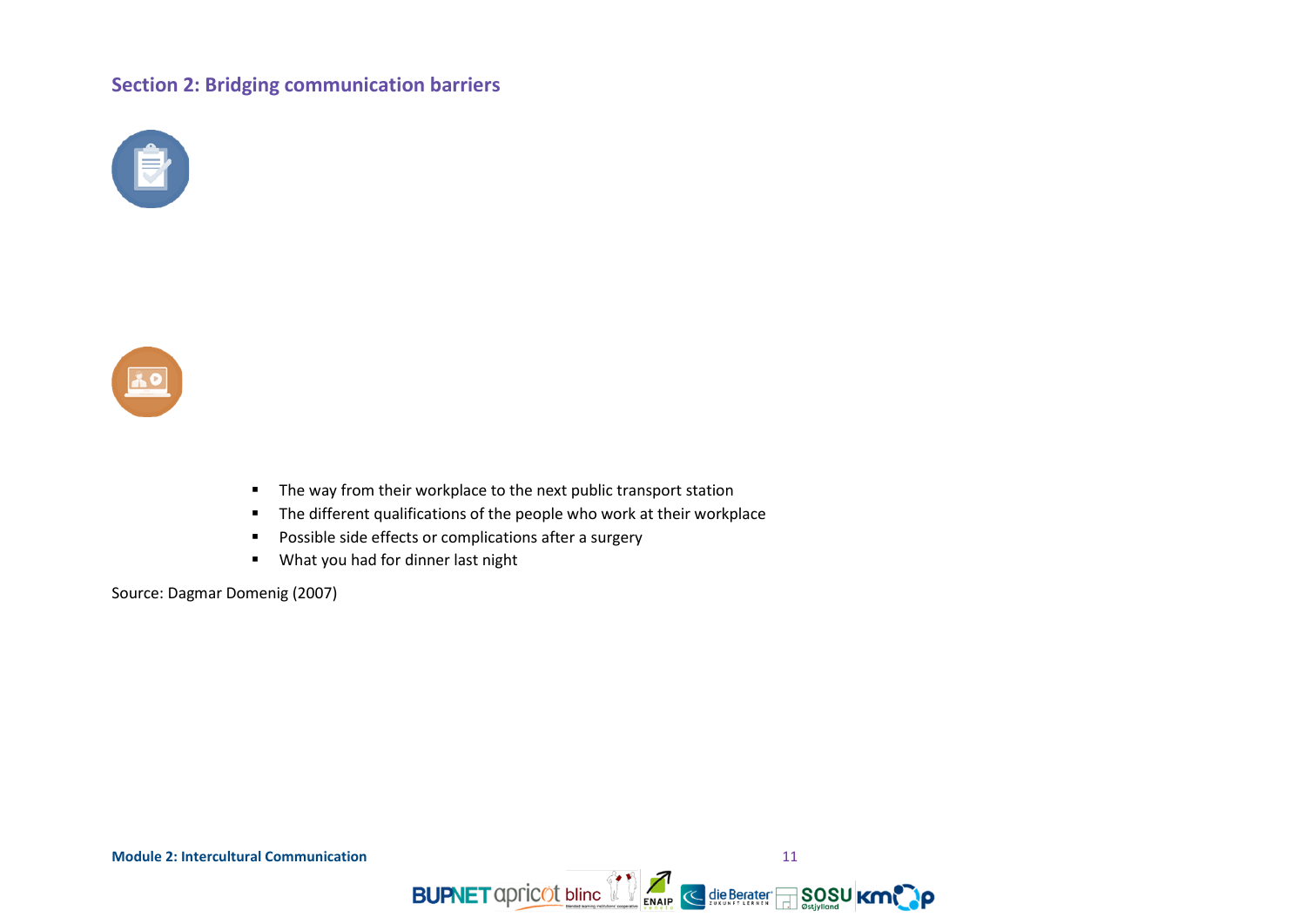## Section 2: Bridging communication barriers

- The way from their workplace to the next public transport station
- The different qualifications of the people who work at their workplace
- Possible side effects or complications after a surgery
- What you had for dinner last night

Source: Dagmar Domenig (2007)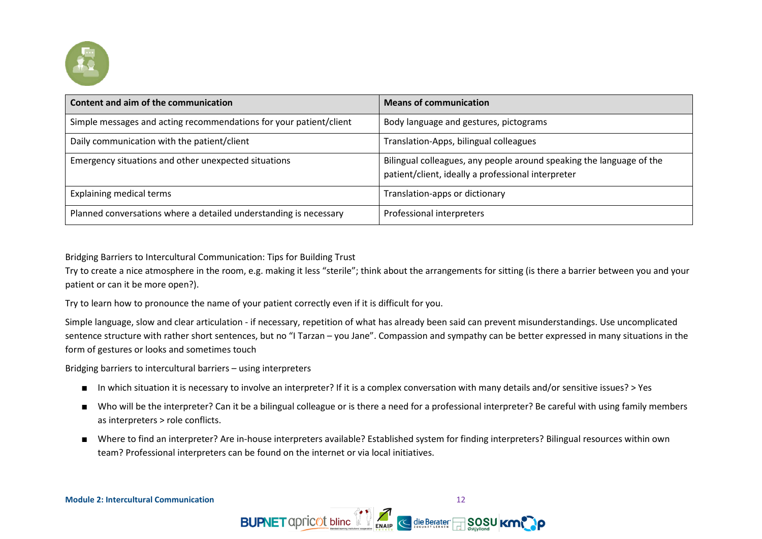| Content and aim of the communication | Means of communication |
|---|---|
| Simple messages and acting recommendations for your patient/client | Body language and gestures, pictograms |
| Daily communication with the patient/client | Translation-Apps, bilingual colleagues |
| Emergency situations and other unexpected situations | Bilingual colleagues, any people around speaking the language of the patient/client, ideally a professional interpreter |
| Explaining medical terms | Translation-apps or dictionary |
| Planned conversations where a detailed understanding is necessary | Professional interpreters |

Bridging Barriers to Intercultural Communication: Tips for Building Trust

Try to create a nice atmosphere in the room, e.g. making it less "sterile"; think about the arrangements for sitting (is there a barrier between you and your patient or can it be more open?).

Try to learn how to pronounce the name of your patient correctly even if it is difficult for you.

Simple language, slow and clear articulation - if necessary, repetition of what has already been said can prevent misunderstandings. Use uncomplicated sentence structure with rather short sentences, but no "I Tarzan – you Jane". Compassion and sympathy can be better expressed in many situations in the form of gestures or looks and sometimes touch

Bridging barriers to intercultural barriers – using interpreters

- In which situation it is necessary to involve an interpreter? If it is a complex conversation with many details and/or sensitive issues? > Yes
- Who will be the interpreter? Can it be a bilingual colleague or is there a need for a professional interpreter? Be careful with using family members as interpreters > role conflicts.
- Where to find an interpreter? Are in-house interpreters available? Established system for finding interpreters? Bilingual resources within own team? Professional interpreters can be found on the internet or via local initiatives.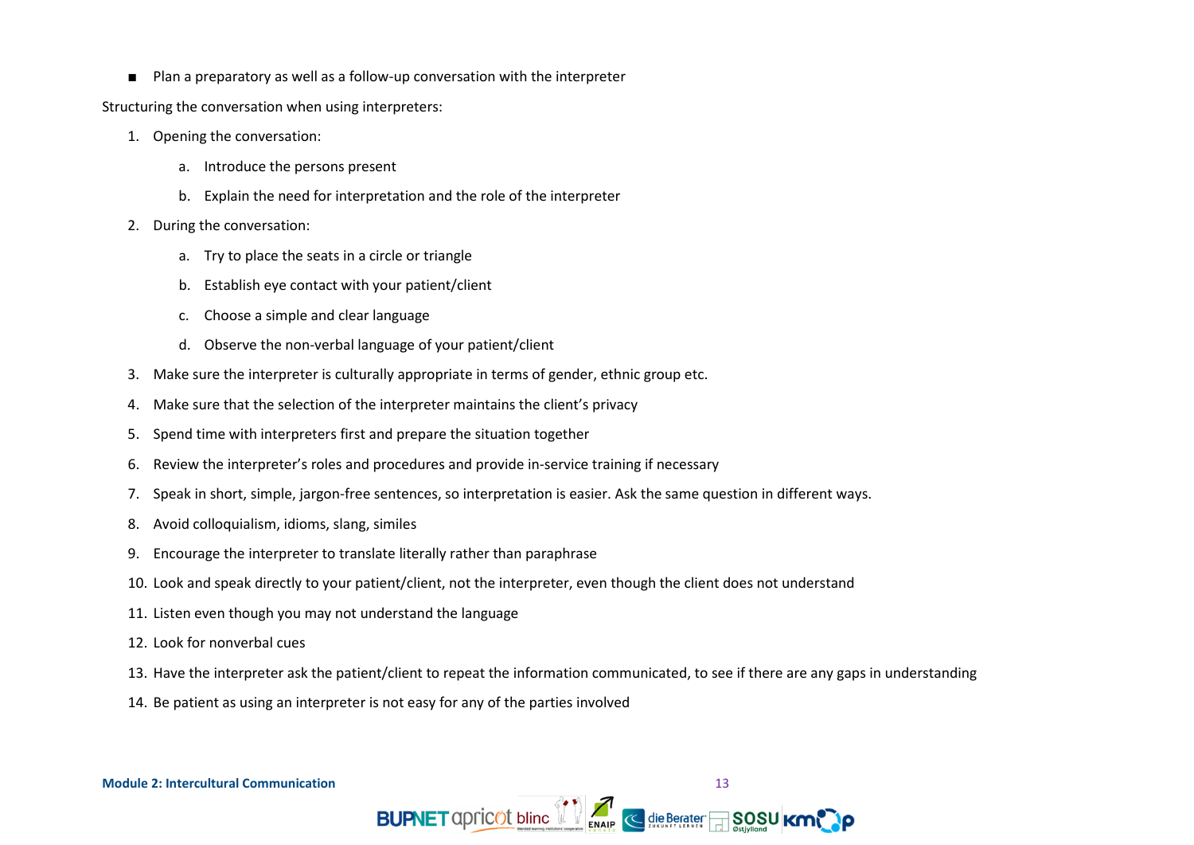- Plan a preparatory as well as a follow-up conversation with the interpreter

Structuring the conversation when using interpreters:

1. Opening the conversation:
    a. Introduce the persons present
    b. Explain the need for interpretation and the role of the interpreter
2. During the conversation:
    a. Try to place the seats in a circle or triangle
    b. Establish eye contact with your patient/client
    c. Choose a simple and clear language
    d. Observe the non-verbal language of your patient/client
3. Make sure the interpreter is culturally appropriate in terms of gender, ethnic group etc.
4. Make sure that the selection of the interpreter maintains the client's privacy
5. Spend time with interpreters first and prepare the situation together
6. Review the interpreter's roles and procedures and provide in-service training if necessary
7. Speak in short, simple, jargon-free sentences, so interpretation is easier. Ask the same question in different ways.
8. Avoid colloquialism, idioms, slang, similes
9. Encourage the interpreter to translate literally rather than paraphrase
10. Look and speak directly to your patient/client, not the interpreter, even though the client does not understand
11. Listen even though you may not understand the language
12. Look for nonverbal cues
13. Have the interpreter ask the patient/client to repeat the information communicated, to see if there are any gaps in understanding
14. Be patient as using an interpreter is not easy for any of the parties involved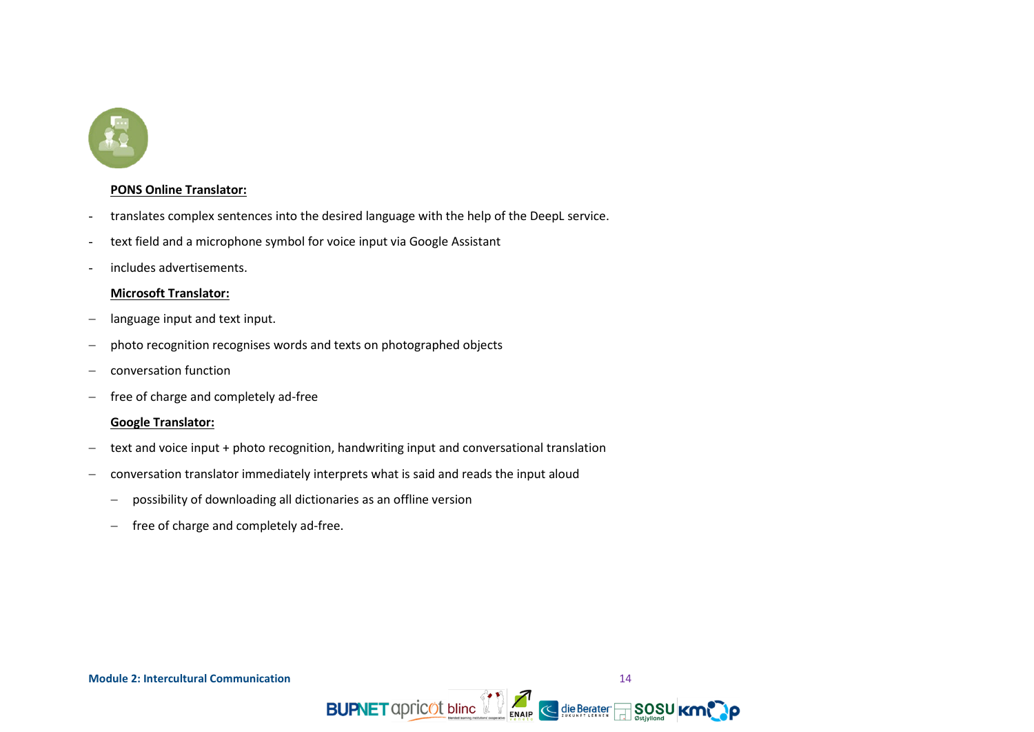**PONS Online Translator:**

- translates complex sentences into the desired language with the help of the DeepL service.
- text field and a microphone symbol for voice input via Google Assistant
- includes advertisements.

**Microsoft Translator:**

- language input and text input.
- photo recognition recognises words and texts on photographed objects
- conversation function
- free of charge and completely ad-free

**Google Translator:**

- text and voice input + photo recognition, handwriting input and conversational translation
- conversation translator immediately interprets what is said and reads the input aloud
  - possibility of downloading all dictionaries as an offline version
  - free of charge and completely ad-free.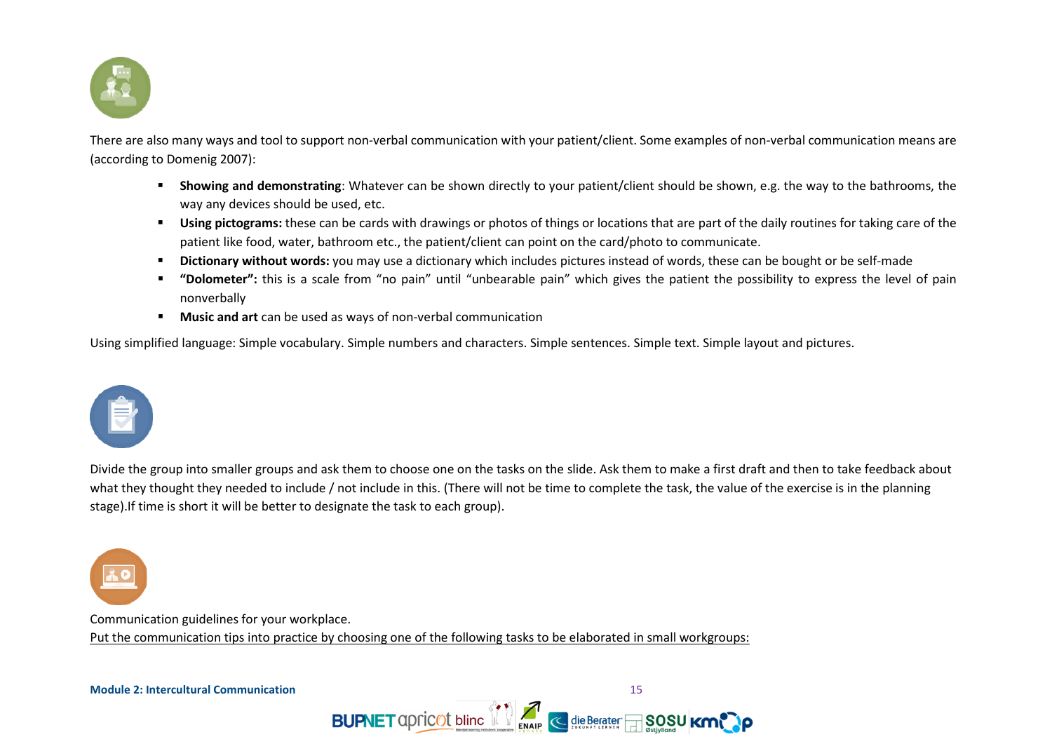There are also many ways and tool to support non-verbal communication with your patient/client. Some examples of non-verbal communication means are (according to Domenig 2007):

- **Showing and demonstrating**: Whatever can be shown directly to your patient/client should be shown, e.g. the way to the bathrooms, the way any devices should be used, etc.
- **Using pictograms:** these can be cards with drawings or photos of things or locations that are part of the daily routines for taking care of the patient like food, water, bathroom etc., the patient/client can point on the card/photo to communicate.
- **Dictionary without words:** you may use a dictionary which includes pictures instead of words, these can be bought or be self-made
- **"Dolometer":** this is a scale from "no pain" until "unbearable pain" which gives the patient the possibility to express the level of pain nonverbally
- **Music and art** can be used as ways of non-verbal communication

Using simplified language: Simple vocabulary. Simple numbers and characters. Simple sentences. Simple text. Simple layout and pictures.

Divide the group into smaller groups and ask them to choose one on the tasks on the slide. Ask them to make a first draft and then to take feedback about what they thought they needed to include / not include in this. (There will not be time to complete the task, the value of the exercise is in the planning stage).If time is short it will be better to designate the task to each group).

Communication guidelines for your workplace.

Put the communication tips into practice by choosing one of the following tasks to be elaborated in small workgroups: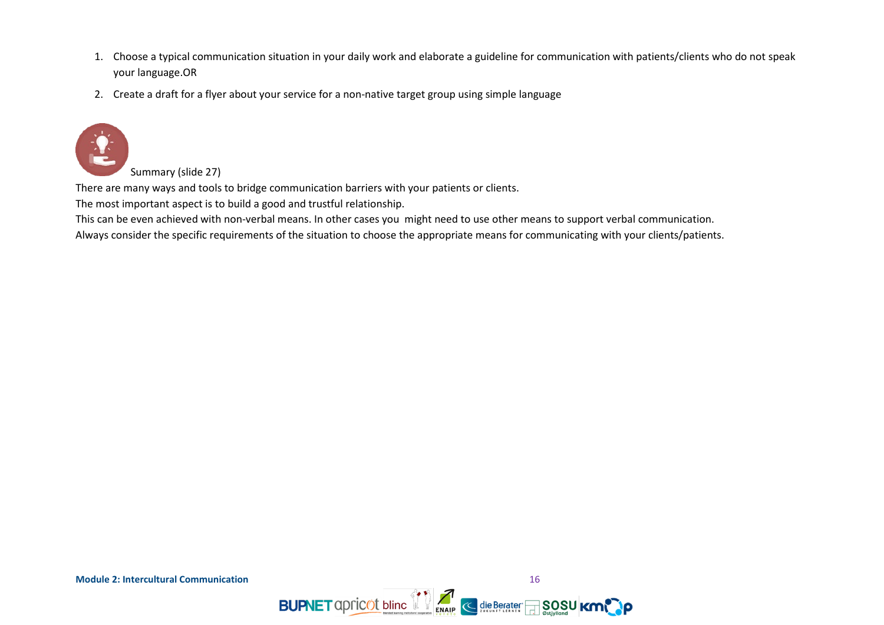1. Choose a typical communication situation in your daily work and elaborate a guideline for communication with patients/clients who do not speak your language.OR
2. Create a draft for a flyer about your service for a non-native target group using simple language

Summary (slide 27)

There are many ways and tools to bridge communication barriers with your patients or clients.

The most important aspect is to build a good and trustful relationship.

This can be even achieved with non-verbal means. In other cases you  might need to use other means to support verbal communication.

Always consider the specific requirements of the situation to choose the appropriate means for communicating with your clients/patients.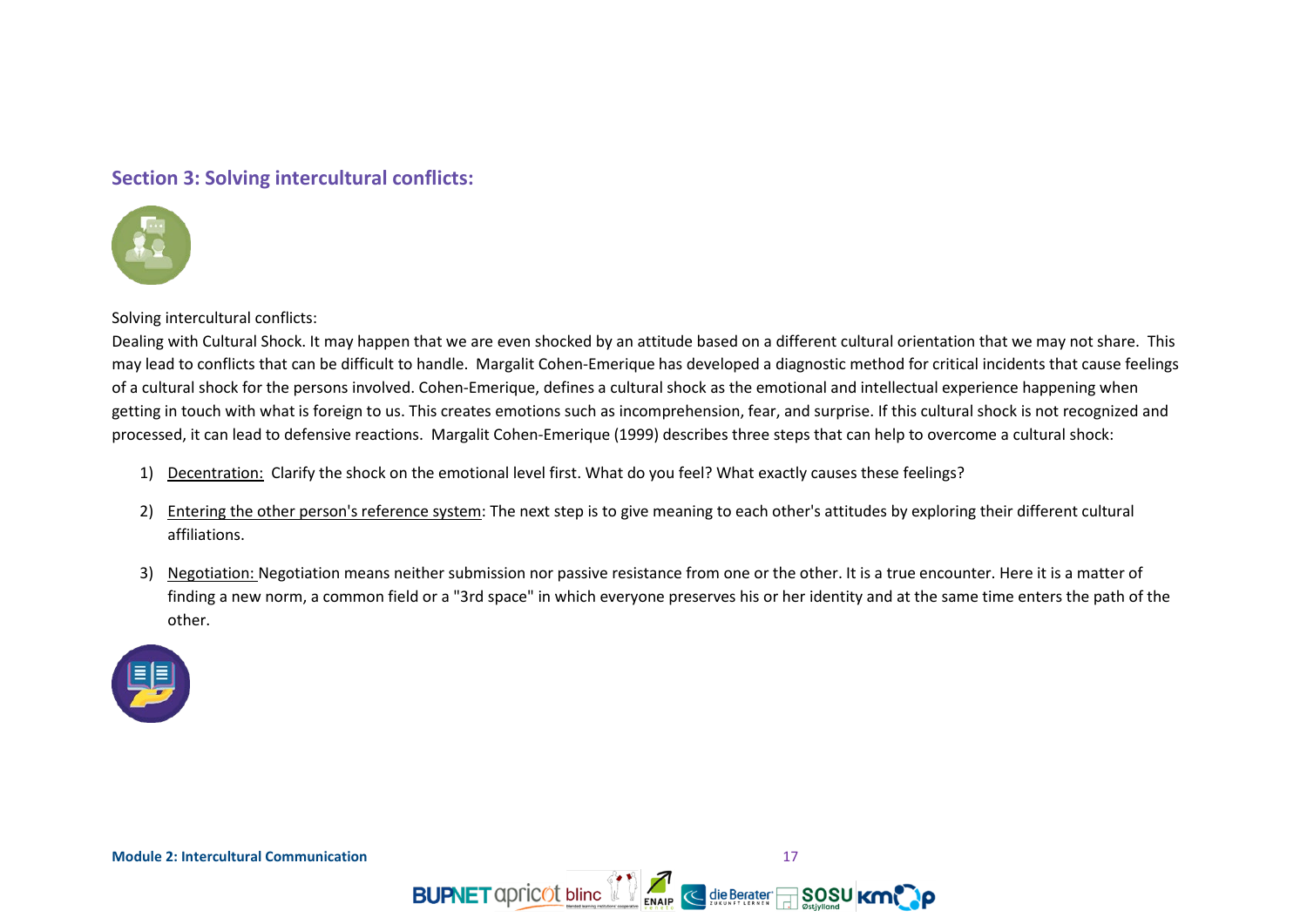## Section 3: Solving intercultural conflicts:

Solving intercultural conflicts:

Dealing with Cultural Shock. It may happen that we are even shocked by an attitude based on a different cultural orientation that we may not share. This may lead to conflicts that can be difficult to handle. Margalit Cohen-Emerique has developed a diagnostic method for critical incidents that cause feelings of a cultural shock for the persons involved. Cohen-Emerique, defines a cultural shock as the emotional and intellectual experience happening when getting in touch with what is foreign to us. This creates emotions such as incomprehension, fear, and surprise. If this cultural shock is not recognized and processed, it can lead to defensive reactions. Margalit Cohen-Emerique (1999) describes three steps that can help to overcome a cultural shock:

1) Decentration: Clarify the shock on the emotional level first. What do you feel? What exactly causes these feelings?
2) Entering the other person's reference system: The next step is to give meaning to each other's attitudes by exploring their different cultural affiliations.
3) Negotiation: Negotiation means neither submission nor passive resistance from one or the other. It is a true encounter. Here it is a matter of finding a new norm, a common field or a "3rd space" in which everyone preserves his or her identity and at the same time enters the path of the other.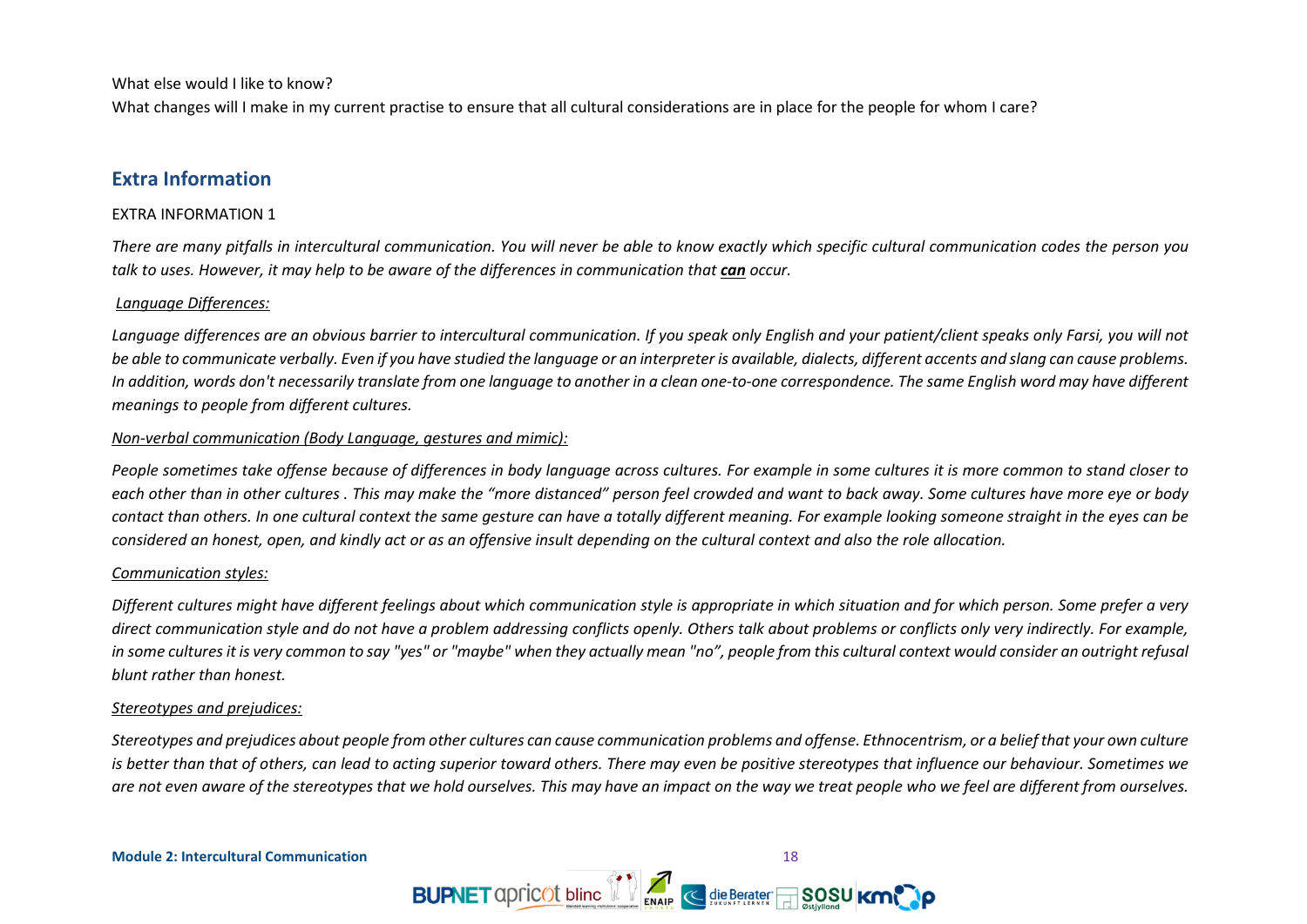What else would I like to know?

What changes will I make in my current practise to ensure that all cultural considerations are in place for the people for whom I care?

## Extra Information

EXTRA INFORMATION 1

*There are many pitfalls in intercultural communication. You will never be able to know exactly which specific cultural communication codes the person you talk to uses. However, it may help to be aware of the differences in communication that* ***can*** *occur.*

*Language Differences:*

*Language differences are an obvious barrier to intercultural communication. If you speak only English and your patient/client speaks only Farsi, you will not be able to communicate verbally. Even if you have studied the language or an interpreter is available, dialects, different accents and slang can cause problems. In addition, words don't necessarily translate from one language to another in a clean one-to-one correspondence. The same English word may have different meanings to people from different cultures.*

*Non-verbal communication (Body Language, gestures and mimic):*

*People sometimes take offense because of differences in body language across cultures. For example in some cultures it is more common to stand closer to each other than in other cultures . This may make the "more distanced" person feel crowded and want to back away. Some cultures have more eye or body contact than others. In one cultural context the same gesture can have a totally different meaning. For example looking someone straight in the eyes can be considered an honest, open, and kindly act or as an offensive insult depending on the cultural context and also the role allocation.*

*Communication styles:*

*Different cultures might have different feelings about which communication style is appropriate in which situation and for which person. Some prefer a very direct communication style and do not have a problem addressing conflicts openly. Others talk about problems or conflicts only very indirectly. For example, in some cultures it is very common to say "yes" or "maybe" when they actually mean "no", people from this cultural context would consider an outright refusal blunt rather than honest.*

*Stereotypes and prejudices:*

*Stereotypes and prejudices about people from other cultures can cause communication problems and offense. Ethnocentrism, or a belief that your own culture is better than that of others, can lead to acting superior toward others. There may even be positive stereotypes that influence our behaviour. Sometimes we are not even aware of the stereotypes that we hold ourselves. This may have an impact on the way we treat people who we feel are different from ourselves.*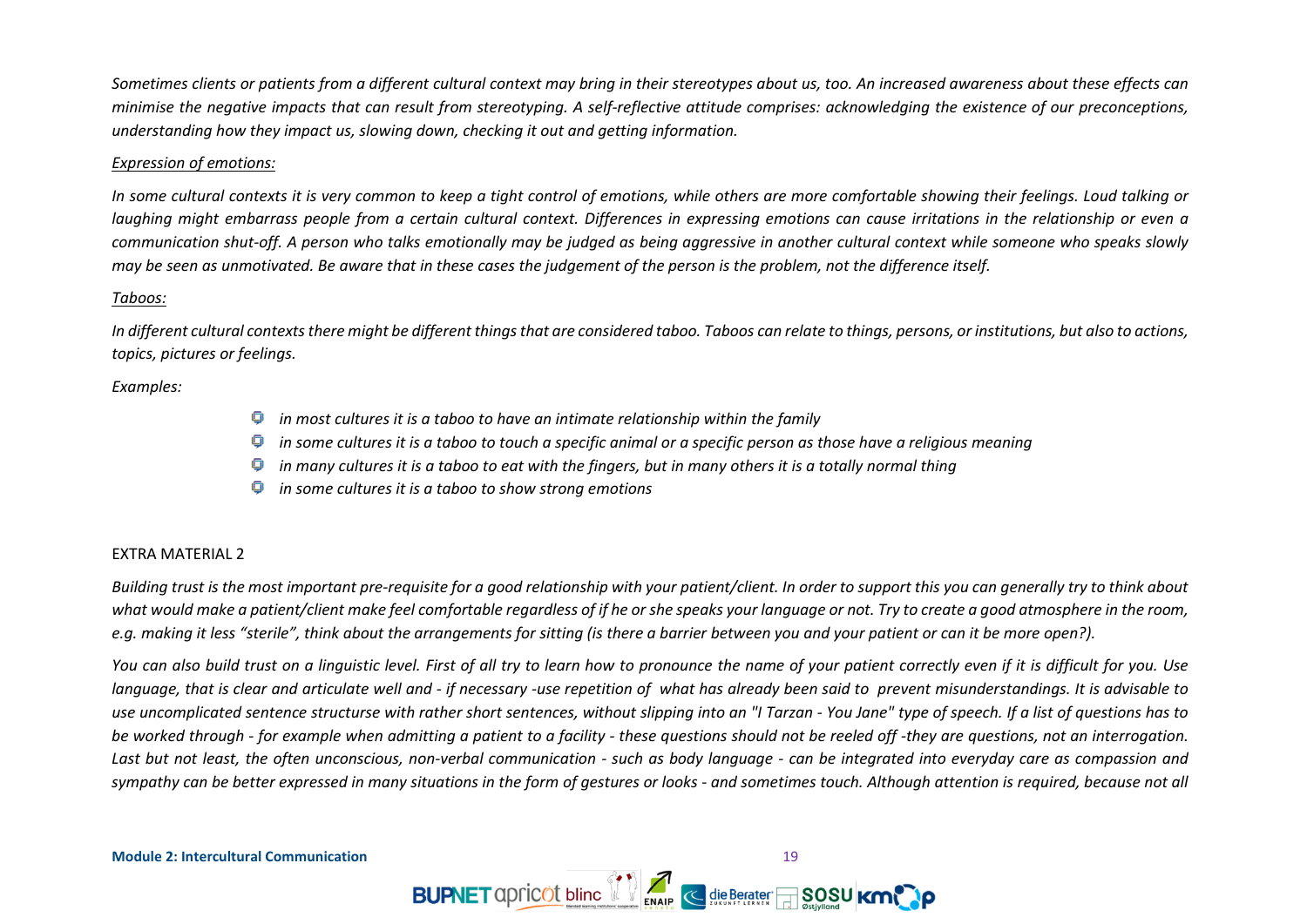*Sometimes clients or patients from a different cultural context may bring in their stereotypes about us, too. An increased awareness about these effects can minimise the negative impacts that can result from stereotyping. A self-reflective attitude comprises: acknowledging the existence of our preconceptions, understanding how they impact us, slowing down, checking it out and getting information.*

*Expression of emotions:*

*In some cultural contexts it is very common to keep a tight control of emotions, while others are more comfortable showing their feelings. Loud talking or laughing might embarrass people from a certain cultural context. Differences in expressing emotions can cause irritations in the relationship or even a communication shut-off. A person who talks emotionally may be judged as being aggressive in another cultural context while someone who speaks slowly may be seen as unmotivated. Be aware that in these cases the judgement of the person is the problem, not the difference itself.*

*Taboos:*

*In different cultural contexts there might be different things that are considered taboo. Taboos can relate to things, persons, or institutions, but also to actions, topics, pictures or feelings.*

*Examples:*

- *in most cultures it is a taboo to have an intimate relationship within the family*
- *in some cultures it is a taboo to touch a specific animal or a specific person as those have a religious meaning*
- *in many cultures it is a taboo to eat with the fingers, but in many others it is a totally normal thing*
- *in some cultures it is a taboo to show strong emotions*

EXTRA MATERIAL 2

*Building trust is the most important pre-requisite for a good relationship with your patient/client. In order to support this you can generally try to think about what would make a patient/client make feel comfortable regardless of if he or she speaks your language or not. Try to create a good atmosphere in the room, e.g. making it less "sterile", think about the arrangements for sitting (is there a barrier between you and your patient or can it be more open?).*

*You can also build trust on a linguistic level. First of all try to learn how to pronounce the name of your patient correctly even if it is difficult for you. Use language, that is clear and articulate well and - if necessary -use repetition of what has already been said to prevent misunderstandings. It is advisable to use uncomplicated sentence structure with rather short sentences, without slipping into an "I Tarzan - You Jane" type of speech. If a list of questions has to be worked through - for example when admitting a patient to a facility - these questions should not be reeled off -they are questions, not an interrogation. Last but not least, the often unconscious, non-verbal communication - such as body language - can be integrated into everyday care as compassion and sympathy can be better expressed in many situations in the form of gestures or looks - and sometimes touch. Although attention is required, because not all*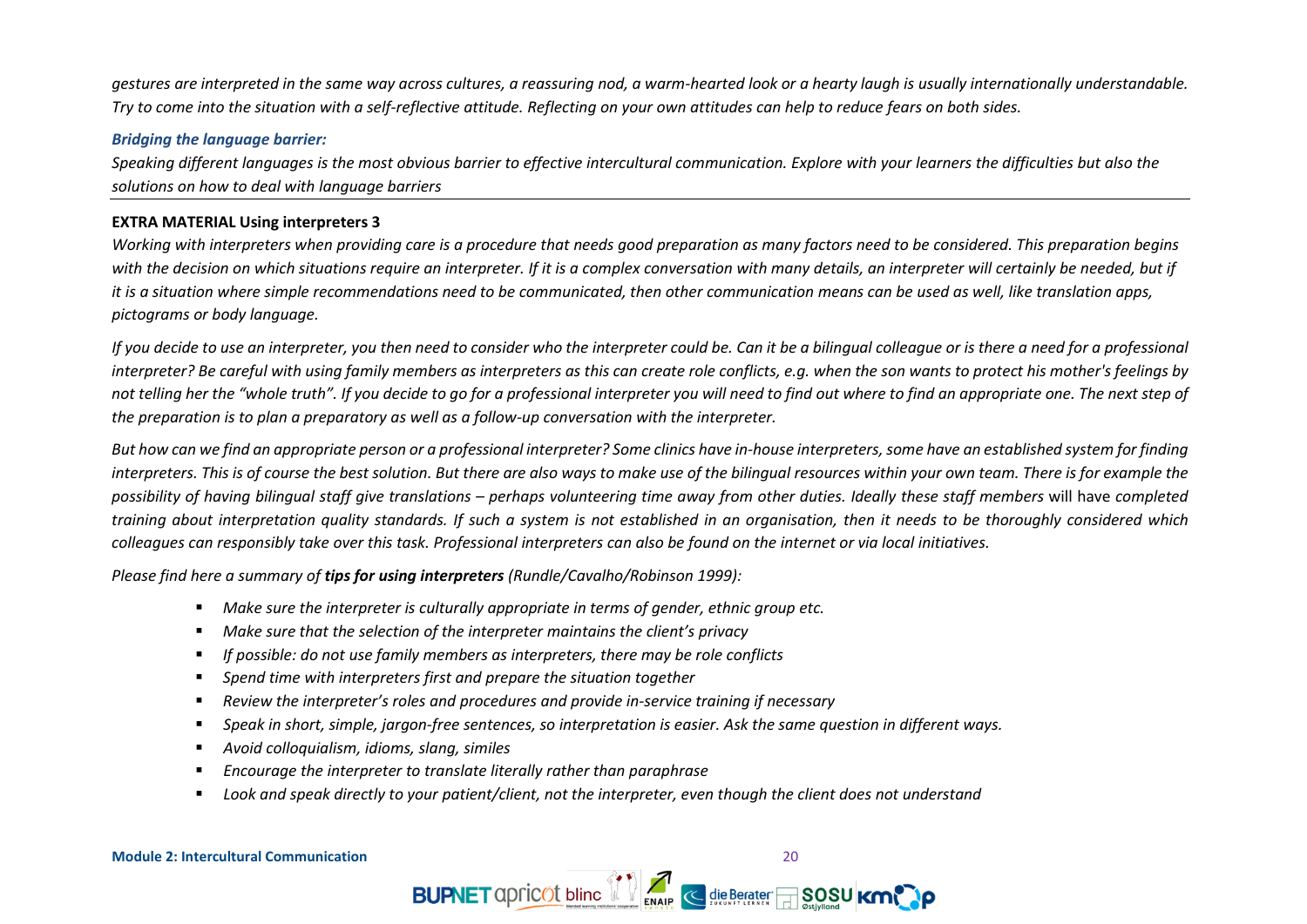*gestures are interpreted in the same way across cultures, a reassuring nod, a warm-hearted look or a hearty laugh is usually internationally understandable. Try to come into the situation with a self-reflective attitude. Reflecting on your own attitudes can help to reduce fears on both sides.*

***Bridging the language barrier:***

*Speaking different languages is the most obvious barrier to effective intercultural communication. Explore with your learners the difficulties but also the solutions on how to deal with language barriers*

---

**EXTRA MATERIAL Using interpreters 3**

*Working with interpreters when providing care is a procedure that needs good preparation as many factors need to be considered. This preparation begins with the decision on which situations require an interpreter. If it is a complex conversation with many details, an interpreter will certainly be needed, but if it is a situation where simple recommendations need to be communicated, then other communication means can be used as well, like translation apps, pictograms or body language.*

*If you decide to use an interpreter, you then need to consider who the interpreter could be. Can it be a bilingual colleague or is there a need for a professional interpreter? Be careful with using family members as interpreters as this can create role conflicts, e.g. when the son wants to protect his mother's feelings by not telling her the "whole truth". If you decide to go for a professional interpreter you will need to find out where to find an appropriate one. The next step of the preparation is to plan a preparatory as well as a follow-up conversation with the interpreter.*

*But how can we find an appropriate person or a professional interpreter? Some clinics have in-house interpreters, some have an established system for finding interpreters. This is of course the best solution. But there are also ways to make use of the bilingual resources within your own team. There is for example the possibility of having bilingual staff give translations – perhaps volunteering time away from other duties. Ideally these staff members* will have *completed training about interpretation quality standards. If such a system is not established in an organisation, then it needs to be thoroughly considered which colleagues can responsibly take over this task. Professional interpreters can also be found on the internet or via local initiatives.*

*Please find here a summary of **tips for using interpreters** (Rundle/Cavalho/Robinson 1999):*

- *Make sure the interpreter is culturally appropriate in terms of gender, ethnic group etc.*
- *Make sure that the selection of the interpreter maintains the client's privacy*
- *If possible: do not use family members as interpreters, there may be role conflicts*
- *Spend time with interpreters first and prepare the situation together*
- *Review the interpreter's roles and procedures and provide in-service training if necessary*
- *Speak in short, simple, jargon-free sentences, so interpretation is easier. Ask the same question in different ways.*
- *Avoid colloquialism, idioms, slang, similes*
- *Encourage the interpreter to translate literally rather than paraphrase*
- *Look and speak directly to your patient/client, not the interpreter, even though the client does not understand*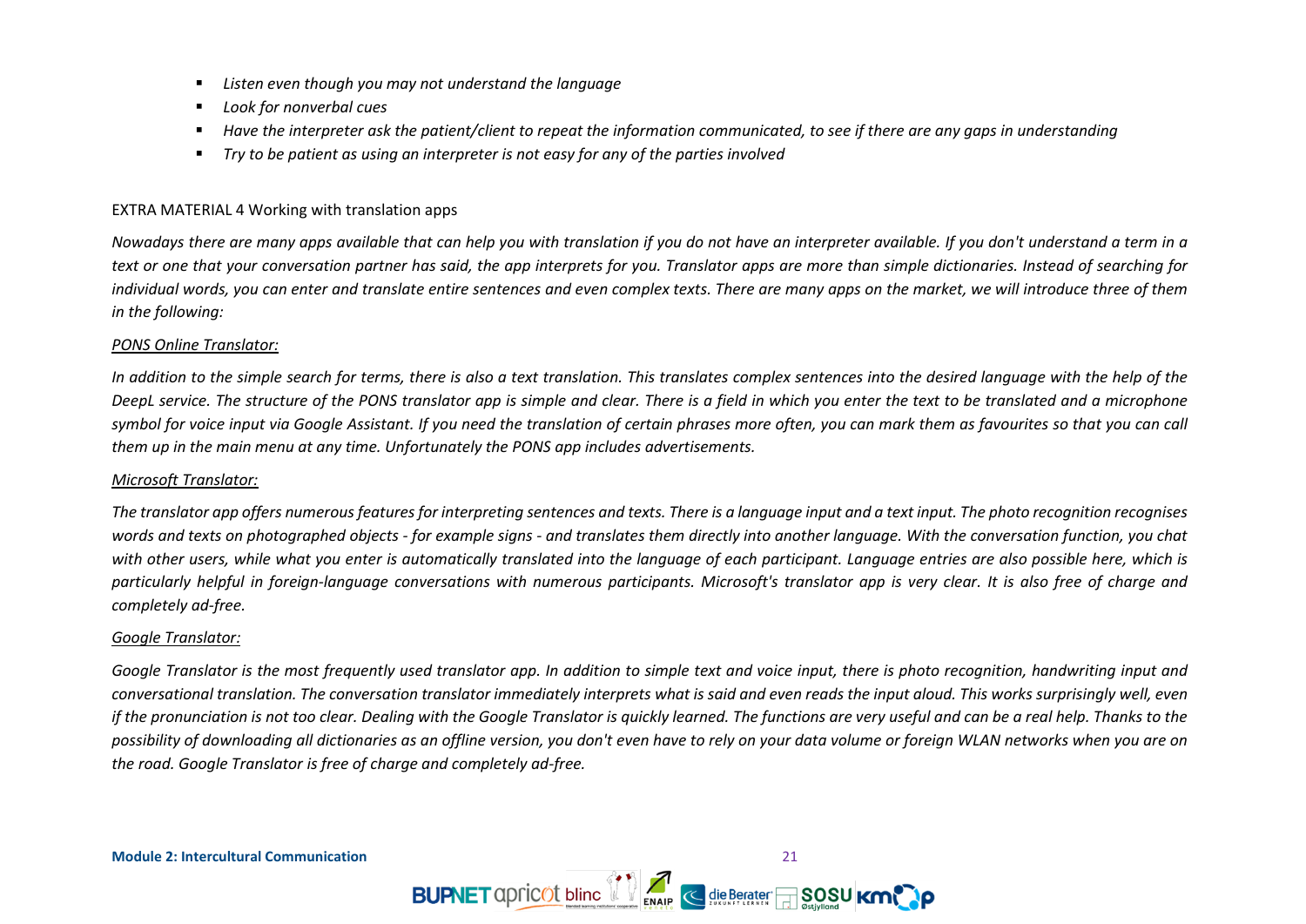- *Listen even though you may not understand the language*
- *Look for nonverbal cues*
- *Have the interpreter ask the patient/client to repeat the information communicated, to see if there are any gaps in understanding*
- *Try to be patient as using an interpreter is not easy for any of the parties involved*

EXTRA MATERIAL 4 Working with translation apps

*Nowadays there are many apps available that can help you with translation if you do not have an interpreter available. If you don't understand a term in a text or one that your conversation partner has said, the app interprets for you. Translator apps are more than simple dictionaries. Instead of searching for individual words, you can enter and translate entire sentences and even complex texts. There are many apps on the market, we will introduce three of them in the following:*

*PONS Online Translator:*

*In addition to the simple search for terms, there is also a text translation. This translates complex sentences into the desired language with the help of the DeepL service. The structure of the PONS translator app is simple and clear. There is a field in which you enter the text to be translated and a microphone symbol for voice input via Google Assistant. If you need the translation of certain phrases more often, you can mark them as favourites so that you can call them up in the main menu at any time. Unfortunately the PONS app includes advertisements.*

*Microsoft Translator:*

*The translator app offers numerous features for interpreting sentences and texts. There is a language input and a text input. The photo recognition recognises words and texts on photographed objects - for example signs - and translates them directly into another language. With the conversation function, you chat with other users, while what you enter is automatically translated into the language of each participant. Language entries are also possible here, which is particularly helpful in foreign-language conversations with numerous participants. Microsoft's translator app is very clear. It is also free of charge and completely ad-free.*

*Google Translator:*

*Google Translator is the most frequently used translator app. In addition to simple text and voice input, there is photo recognition, handwriting input and conversational translation. The conversation translator immediately interprets what is said and even reads the input aloud. This works surprisingly well, even if the pronunciation is not too clear. Dealing with the Google Translator is quickly learned. The functions are very useful and can be a real help. Thanks to the possibility of downloading all dictionaries as an offline version, you don't even have to rely on your data volume or foreign WLAN networks when you are on the road. Google Translator is free of charge and completely ad-free.*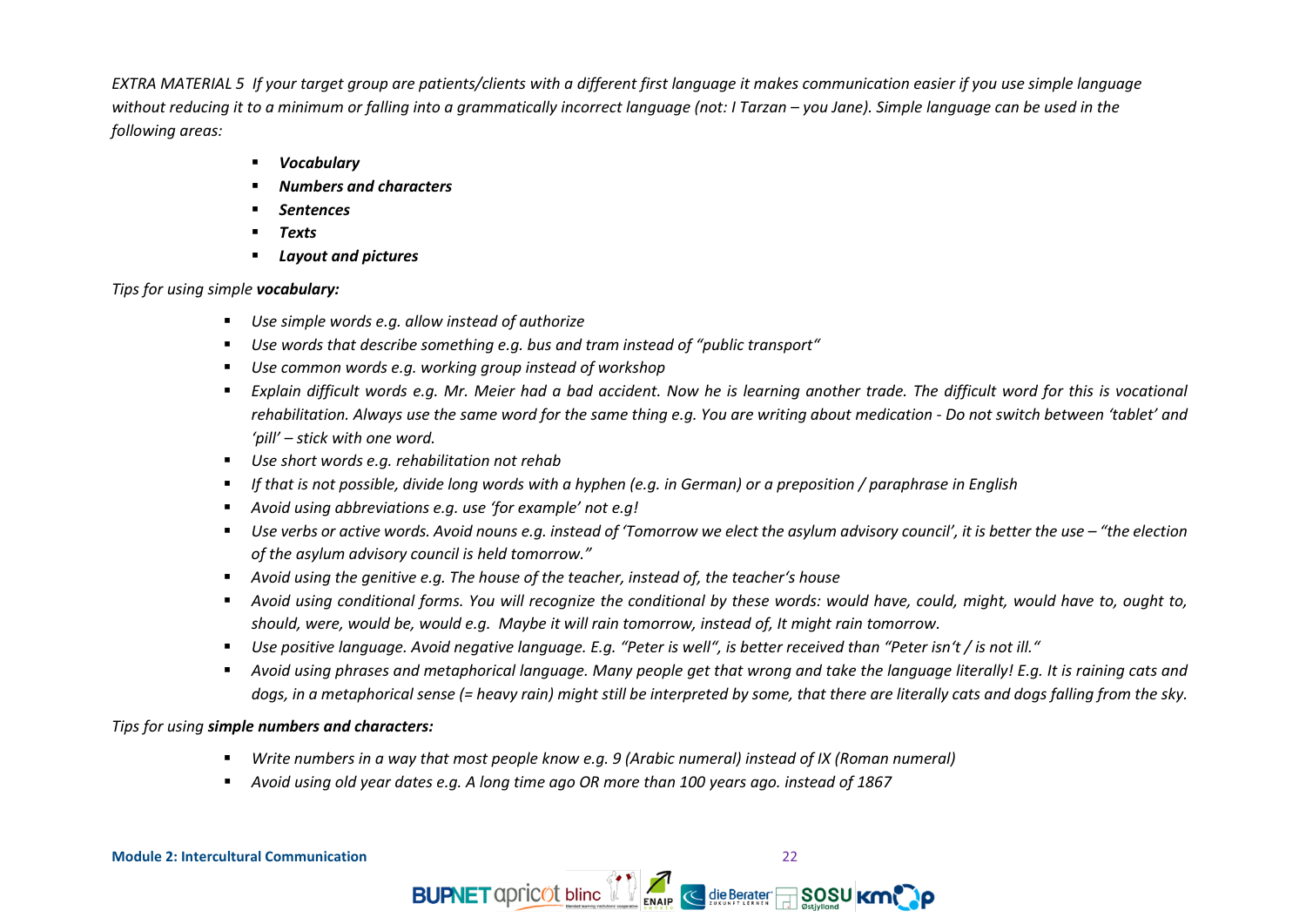*EXTRA MATERIAL 5  If your target group are patients/clients with a different first language it makes communication easier if you use simple language without reducing it to a minimum or falling into a grammatically incorrect language (not: I Tarzan – you Jane). Simple language can be used in the following areas:*

- ***Vocabulary***
- ***Numbers and characters***
- ***Sentences***
- ***Texts***
- ***Layout and pictures***

*Tips for using simple **vocabulary:***

- *Use simple words e.g. allow instead of authorize*
- *Use words that describe something e.g. bus and tram instead of "public transport"*
- *Use common words e.g. working group instead of workshop*
- *Explain difficult words e.g. Mr. Meier had a bad accident. Now he is learning another trade. The difficult word for this is vocational rehabilitation. Always use the same word for the same thing e.g. You are writing about medication - Do not switch between 'tablet' and 'pill' – stick with one word.*
- *Use short words e.g. rehabilitation not rehab*
- *If that is not possible, divide long words with a hyphen (e.g. in German) or a preposition / paraphrase in English*
- *Avoid using abbreviations e.g. use 'for example' not e.g!*
- *Use verbs or active words. Avoid nouns e.g. instead of 'Tomorrow we elect the asylum advisory council', it is better the use – "the election of the asylum advisory council is held tomorrow."*
- *Avoid using the genitive e.g. The house of the teacher, instead of, the teacher's house*
- *Avoid using conditional forms. You will recognize the conditional by these words: would have, could, might, would have to, ought to, should, were, would be, would e.g.  Maybe it will rain tomorrow, instead of, It might rain tomorrow.*
- *Use positive language. Avoid negative language. E.g. "Peter is well", is better received than "Peter isn't / is not ill."*
- *Avoid using phrases and metaphorical language. Many people get that wrong and take the language literally! E.g. It is raining cats and dogs, in a metaphorical sense (= heavy rain) might still be interpreted by some, that there are literally cats and dogs falling from the sky.*

*Tips for using **simple numbers and characters:***

- *Write numbers in a way that most people know e.g. 9 (Arabic numeral) instead of IX (Roman numeral)*
- *Avoid using old year dates e.g. A long time ago OR more than 100 years ago. instead of 1867*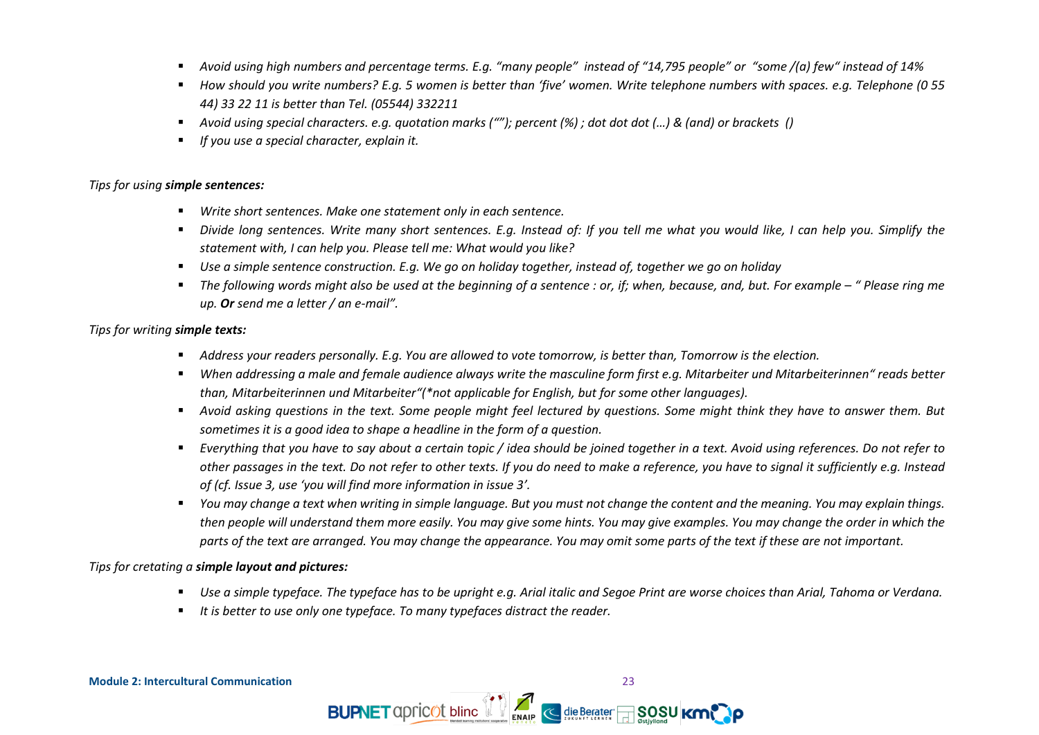- *Avoid using high numbers and percentage terms. E.g. "many people" instead of "14,795 people" or "some /(a) few" instead of 14%*
- *How should you write numbers? E.g. 5 women is better than 'five' women. Write telephone numbers with spaces. e.g. Telephone (0 55 44) 33 22 11 is better than Tel. (05544) 332211*
- *Avoid using special characters. e.g. quotation marks (""); percent (%) ; dot dot dot (…) & (and) or brackets ()*
- *If you use a special character, explain it.*

*Tips for using **simple sentences:***

- *Write short sentences. Make one statement only in each sentence.*
- *Divide long sentences. Write many short sentences. E.g. Instead of: If you tell me what you would like, I can help you. Simplify the statement with, I can help you. Please tell me: What would you like?*
- *Use a simple sentence construction. E.g. We go on holiday together, instead of, together we go on holiday*
- *The following words might also be used at the beginning of a sentence : or, if; when, because, and, but. For example – " Please ring me up. **Or** send me a letter / an e-mail".*

*Tips for writing **simple texts:***

- *Address your readers personally. E.g. You are allowed to vote tomorrow, is better than, Tomorrow is the election.*
- *When addressing a male and female audience always write the masculine form first e.g. Mitarbeiter und Mitarbeiterinnen" reads better than, Mitarbeiterinnen und Mitarbeiter"(\*not applicable for English, but for some other languages).*
- *Avoid asking questions in the text. Some people might feel lectured by questions. Some might think they have to answer them. But sometimes it is a good idea to shape a headline in the form of a question.*
- *Everything that you have to say about a certain topic / idea should be joined together in a text. Avoid using references. Do not refer to other passages in the text. Do not refer to other texts. If you do need to make a reference, you have to signal it sufficiently e.g. Instead of (cf. Issue 3, use 'you will find more information in issue 3'.*
- *You may change a text when writing in simple language. But you must not change the content and the meaning. You may explain things. then people will understand them more easily. You may give some hints. You may give examples. You may change the order in which the parts of the text are arranged. You may change the appearance. You may omit some parts of the text if these are not important.*

*Tips for cretating a **simple layout and pictures:***

- *Use a simple typeface. The typeface has to be upright e.g. Arial italic and Segoe Print are worse choices than Arial, Tahoma or Verdana.*
- *It is better to use only one typeface. To many typefaces distract the reader.*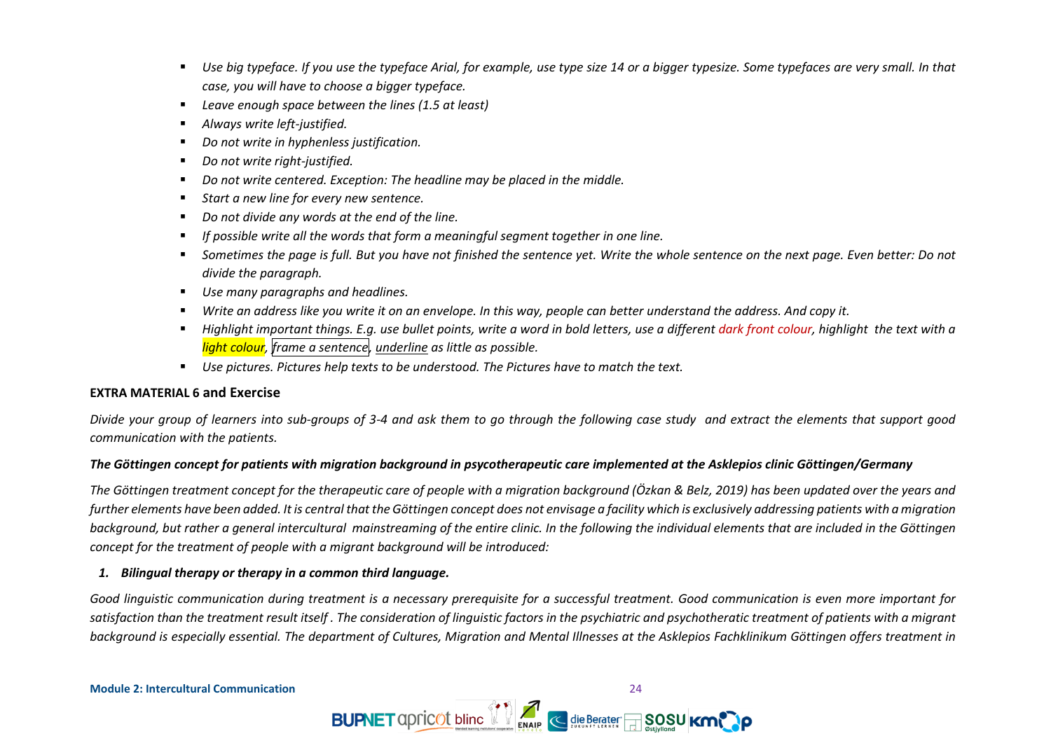- *Use big typeface. If you use the typeface Arial, for example, use type size 14 or a bigger typesize. Some typefaces are very small. In that case, you will have to choose a bigger typeface.*
- *Leave enough space between the lines (1.5 at least)*
- *Always write left-justified.*
- *Do not write in hyphenless justification.*
- *Do not write right-justified.*
- *Do not write centered. Exception: The headline may be placed in the middle.*
- *Start a new line for every new sentence.*
- *Do not divide any words at the end of the line.*
- *If possible write all the words that form a meaningful segment together in one line.*
- *Sometimes the page is full. But you have not finished the sentence yet. Write the whole sentence on the next page. Even better: Do not divide the paragraph.*
- *Use many paragraphs and headlines.*
- *Write an address like you write it on an envelope. In this way, people can better understand the address. And copy it.*
- *Highlight important things. E.g. use bullet points, write a word in bold letters, use a different dark front colour, highlight the text with a light colour, frame a sentence, underline as little as possible.*
- *Use pictures. Pictures help texts to be understood. The Pictures have to match the text.*

**EXTRA MATERIAL 6 and Exercise**

*Divide your group of learners into sub-groups of 3-4 and ask them to go through the following case study and extract the elements that support good communication with the patients.*

***The Göttingen concept for patients with migration background in psycotherapeutic care implemented at the Asklepios clinic Göttingen/Germany***

*The Göttingen treatment concept for the therapeutic care of people with a migration background (Özkan & Belz, 2019) has been updated over the years and further elements have been added. It is central that the Göttingen concept does not envisage a facility which is exclusively addressing patients with a migration background, but rather a general intercultural mainstreaming of the entire clinic. In the following the individual elements that are included in the Göttingen concept for the treatment of people with a migrant background will be introduced:*

1. ***Bilingual therapy or therapy in a common third language.***

*Good linguistic communication during treatment is a necessary prerequisite for a successful treatment. Good communication is even more important for satisfaction than the treatment result itself . The consideration of linguistic factors in the psychiatric and psychotheratic treatment of patients with a migrant background is especially essential. The department of Cultures, Migration and Mental Illnesses at the Asklepios Fachklinikum Göttingen offers treatment in*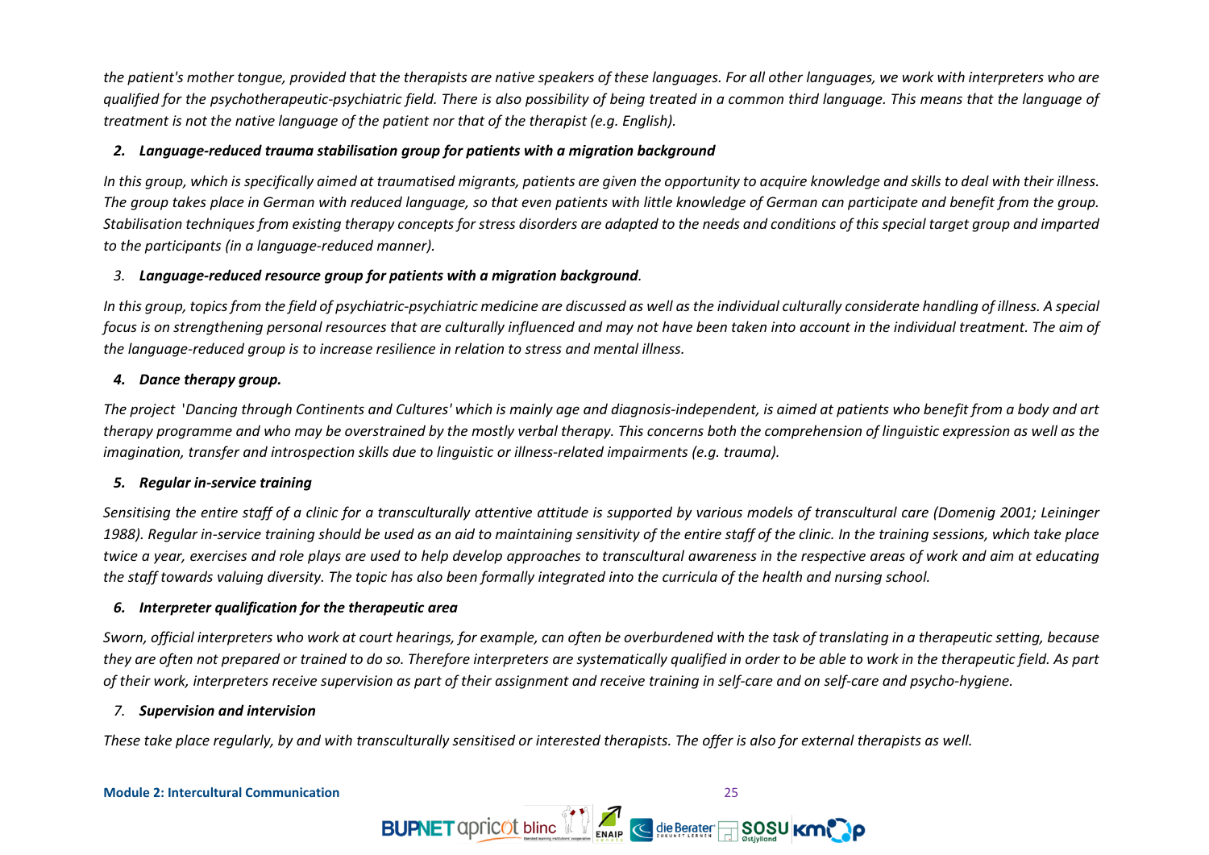*the patient's mother tongue, provided that the therapists are native speakers of these languages. For all other languages, we work with interpreters who are qualified for the psychotherapeutic-psychiatric field. There is also possibility of being treated in a common third language. This means that the language of treatment is not the native language of the patient nor that of the therapist (e.g. English).*

2. ***Language-reduced trauma stabilisation group for patients with a migration background***

*In this group, which is specifically aimed at traumatised migrants, patients are given the opportunity to acquire knowledge and skills to deal with their illness. The group takes place in German with reduced language, so that even patients with little knowledge of German can participate and benefit from the group. Stabilisation techniques from existing therapy concepts for stress disorders are adapted to the needs and conditions of this special target group and imparted to the participants (in a language-reduced manner).*

3. ***Language-reduced resource group for patients with a migration background****.*

*In this group, topics from the field of psychiatric-psychiatric medicine are discussed as well as the individual culturally considerate handling of illness. A special focus is on strengthening personal resources that are culturally influenced and may not have been taken into account in the individual treatment. The aim of the language-reduced group is to increase resilience in relation to stress and mental illness.*

4. ***Dance therapy group.***

*The project 'Dancing through Continents and Cultures' which is mainly age and diagnosis-independent, is aimed at patients who benefit from a body and art therapy programme and who may be overstrained by the mostly verbal therapy. This concerns both the comprehension of linguistic expression as well as the imagination, transfer and introspection skills due to linguistic or illness-related impairments (e.g. trauma).*

5. ***Regular in-service training***

*Sensitising the entire staff of a clinic for a transculturally attentive attitude is supported by various models of transcultural care (Domenig 2001; Leininger 1988). Regular in-service training should be used as an aid to maintaining sensitivity of the entire staff of the clinic. In the training sessions, which take place twice a year, exercises and role plays are used to help develop approaches to transcultural awareness in the respective areas of work and aim at educating the staff towards valuing diversity. The topic has also been formally integrated into the curricula of the health and nursing school.*

6. ***Interpreter qualification for the therapeutic area***

*Sworn, official interpreters who work at court hearings, for example, can often be overburdened with the task of translating in a therapeutic setting, because they are often not prepared or trained to do so. Therefore interpreters are systematically qualified in order to be able to work in the therapeutic field. As part of their work, interpreters receive supervision as part of their assignment and receive training in self-care and on self-care and psycho-hygiene.*

7. ***Supervision and intervision***

*These take place regularly, by and with transculturally sensitised or interested therapists. The offer is also for external therapists as well.*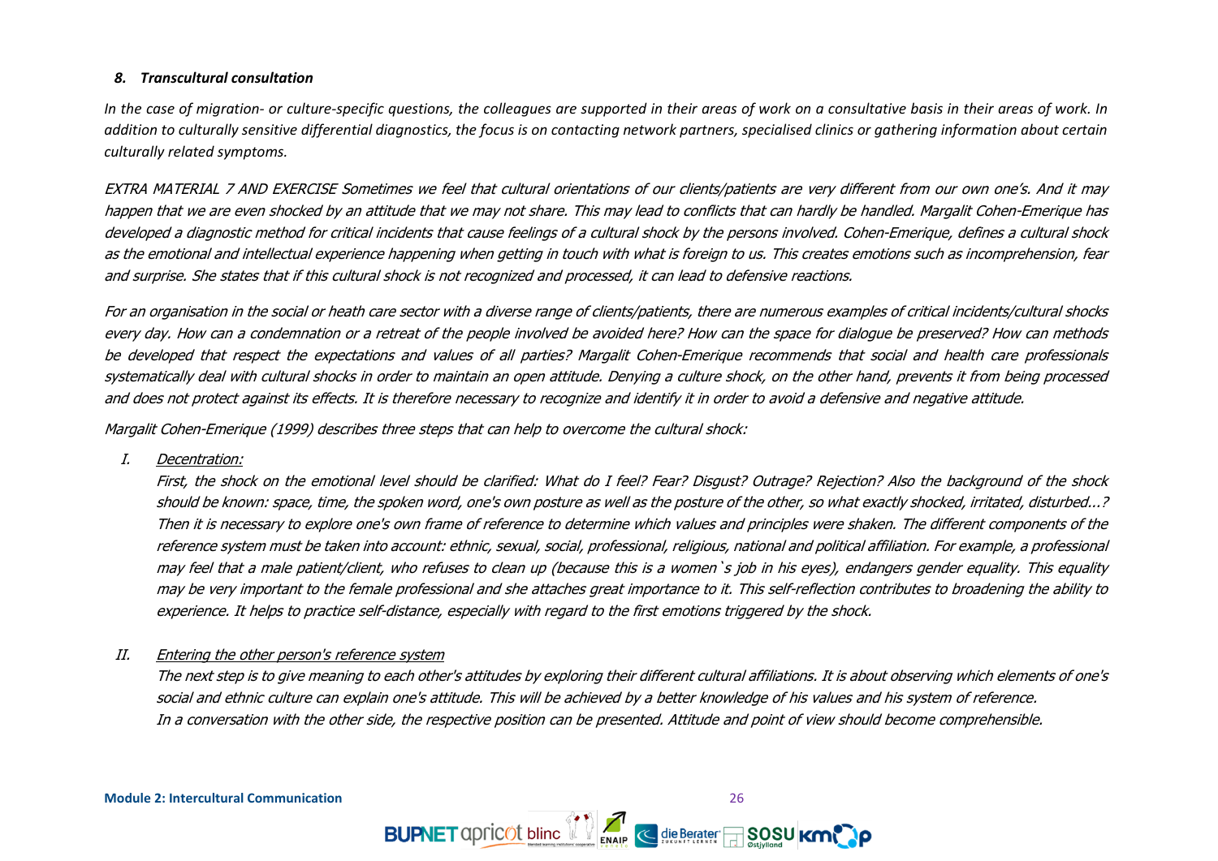### *8. Transcultural consultation*

*In the case of migration- or culture-specific questions, the colleagues are supported in their areas of work on a consultative basis in their areas of work. In addition to culturally sensitive differential diagnostics, the focus is on contacting network partners, specialised clinics or gathering information about certain culturally related symptoms.*

*EXTRA MATERIAL 7 AND EXERCISE Sometimes we feel that cultural orientations of our clients/patients are very different from our own one's. And it may happen that we are even shocked by an attitude that we may not share. This may lead to conflicts that can hardly be handled. Margalit Cohen-Emerique has developed a diagnostic method for critical incidents that cause feelings of a cultural shock by the persons involved. Cohen-Emerique, defines a cultural shock as the emotional and intellectual experience happening when getting in touch with what is foreign to us. This creates emotions such as incomprehension, fear and surprise. She states that if this cultural shock is not recognized and processed, it can lead to defensive reactions.*

*For an organisation in the social or heath care sector with a diverse range of clients/patients, there are numerous examples of critical incidents/cultural shocks every day. How can a condemnation or a retreat of the people involved be avoided here? How can the space for dialogue be preserved? How can methods be developed that respect the expectations and values of all parties? Margalit Cohen-Emerique recommends that social and health care professionals systematically deal with cultural shocks in order to maintain an open attitude. Denying a culture shock, on the other hand, prevents it from being processed and does not protect against its effects. It is therefore necessary to recognize and identify it in order to avoid a defensive and negative attitude.*

*Margalit Cohen-Emerique (1999) describes three steps that can help to overcome the cultural shock:*

I. *Decentration:*

   *First, the shock on the emotional level should be clarified: What do I feel? Fear? Disgust? Outrage? Rejection? Also the background of the shock should be known: space, time, the spoken word, one's own posture as well as the posture of the other, so what exactly shocked, irritated, disturbed...? Then it is necessary to explore one's own frame of reference to determine which values and principles were shaken. The different components of the reference system must be taken into account: ethnic, sexual, social, professional, religious, national and political affiliation. For example, a professional may feel that a male patient/client, who refuses to clean up (because this is a women`s job in his eyes), endangers gender equality. This equality may be very important to the female professional and she attaches great importance to it. This self-reflection contributes to broadening the ability to experience. It helps to practice self-distance, especially with regard to the first emotions triggered by the shock.*

II. *Entering the other person's reference system*

   *The next step is to give meaning to each other's attitudes by exploring their different cultural affiliations. It is about observing which elements of one's social and ethnic culture can explain one's attitude. This will be achieved by a better knowledge of his values and his system of reference.*
   *In a conversation with the other side, the respective position can be presented. Attitude and point of view should become comprehensible.*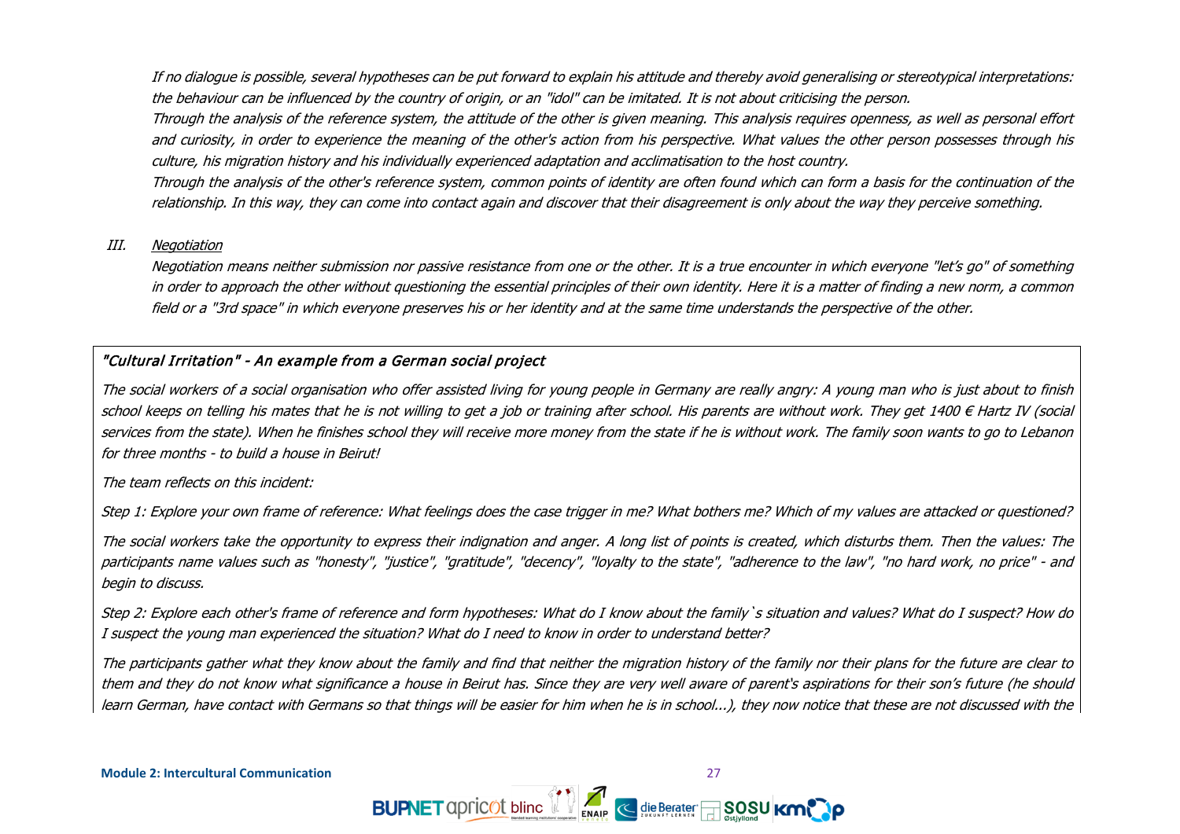*If no dialogue is possible, several hypotheses can be put forward to explain his attitude and thereby avoid generalising or stereotypical interpretations: the behaviour can be influenced by the country of origin, or an "idol" can be imitated. It is not about criticising the person.*

*Through the analysis of the reference system, the attitude of the other is given meaning. This analysis requires openness, as well as personal effort and curiosity, in order to experience the meaning of the other's action from his perspective. What values the other person possesses through his culture, his migration history and his individually experienced adaptation and acclimatisation to the host country.*

*Through the analysis of the other's reference system, common points of identity are often found which can form a basis for the continuation of the relationship. In this way, they can come into contact again and discover that their disagreement is only about the way they perceive something.*

*III. Negotiation*

*Negotiation means neither submission nor passive resistance from one or the other. It is a true encounter in which everyone "let's go" of something in order to approach the other without questioning the essential principles of their own identity. Here it is a matter of finding a new norm, a common field or a "3rd space" in which everyone preserves his or her identity and at the same time understands the perspective of the other.*

*"Cultural Irritation" - An example from a German social project*

*The social workers of a social organisation who offer assisted living for young people in Germany are really angry: A young man who is just about to finish school keeps on telling his mates that he is not willing to get a job or training after school. His parents are without work. They get 1400 € Hartz IV (social services from the state). When he finishes school they will receive more money from the state if he is without work. The family soon wants to go to Lebanon for three months - to build a house in Beirut!*

*The team reflects on this incident:*

*Step 1: Explore your own frame of reference: What feelings does the case trigger in me? What bothers me? Which of my values are attacked or questioned?*

*The social workers take the opportunity to express their indignation and anger. A long list of points is created, which disturbs them. Then the values: The participants name values such as "honesty", "justice", "gratitude", "decency", "loyalty to the state", "adherence to the law", "no hard work, no price" - and begin to discuss.*

*Step 2: Explore each other's frame of reference and form hypotheses: What do I know about the family`s situation and values? What do I suspect? How do I suspect the young man experienced the situation? What do I need to know in order to understand better?*

*The participants gather what they know about the family and find that neither the migration history of the family nor their plans for the future are clear to them and they do not know what significance a house in Beirut has. Since they are very well aware of parent's aspirations for their son's future (he should learn German, have contact with Germans so that things will be easier for him when he is in school...), they now notice that these are not discussed with the*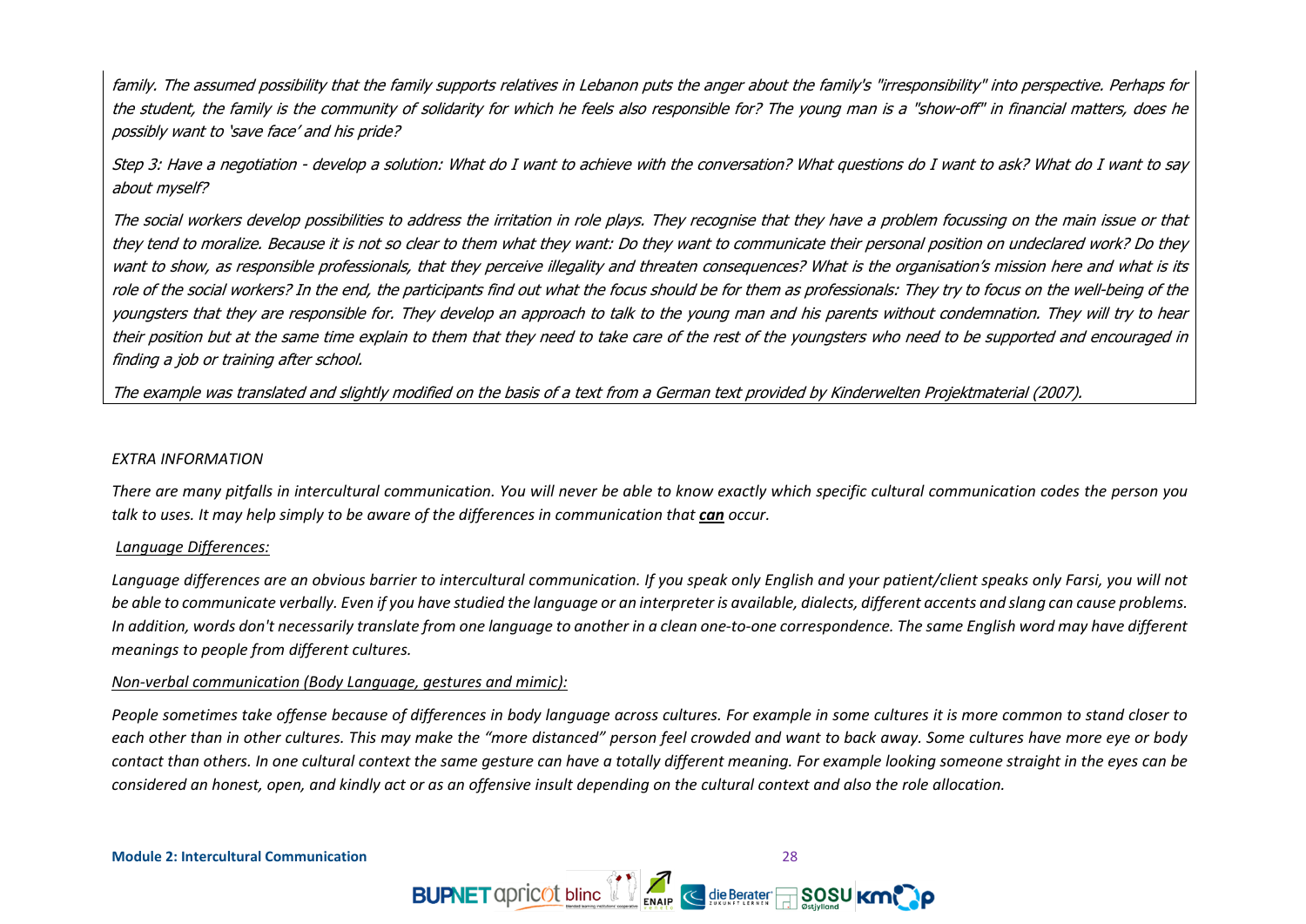*family. The assumed possibility that the family supports relatives in Lebanon puts the anger about the family's "irresponsibility" into perspective. Perhaps for the student, the family is the community of solidarity for which he feels also responsible for? The young man is a "show-off" in financial matters, does he possibly want to 'save face' and his pride?*

*Step 3: Have a negotiation - develop a solution: What do I want to achieve with the conversation? What questions do I want to ask? What do I want to say about myself?*

*The social workers develop possibilities to address the irritation in role plays. They recognise that they have a problem focussing on the main issue or that they tend to moralize. Because it is not so clear to them what they want: Do they want to communicate their personal position on undeclared work? Do they want to show, as responsible professionals, that they perceive illegality and threaten consequences? What is the organisation's mission here and what is its role of the social workers? In the end, the participants find out what the focus should be for them as professionals: They try to focus on the well-being of the youngsters that they are responsible for. They develop an approach to talk to the young man and his parents without condemnation. They will try to hear their position but at the same time explain to them that they need to take care of the rest of the youngsters who need to be supported and encouraged in finding a job or training after school.*

*The example was translated and slightly modified on the basis of a text from a German text provided by Kinderwelten Projektmaterial (2007).*

*EXTRA INFORMATION*

*There are many pitfalls in intercultural communication. You will never be able to know exactly which specific cultural communication codes the person you talk to uses. It may help simply to be aware of the differences in communication that **can** occur.*

*Language Differences:*

*Language differences are an obvious barrier to intercultural communication. If you speak only English and your patient/client speaks only Farsi, you will not be able to communicate verbally. Even if you have studied the language or an interpreter is available, dialects, different accents and slang can cause problems. In addition, words don't necessarily translate from one language to another in a clean one-to-one correspondence. The same English word may have different meanings to people from different cultures.*

*Non-verbal communication (Body Language, gestures and mimic):*

*People sometimes take offense because of differences in body language across cultures. For example in some cultures it is more common to stand closer to each other than in other cultures. This may make the "more distanced" person feel crowded and want to back away. Some cultures have more eye or body contact than others. In one cultural context the same gesture can have a totally different meaning. For example looking someone straight in the eyes can be considered an honest, open, and kindly act or as an offensive insult depending on the cultural context and also the role allocation.*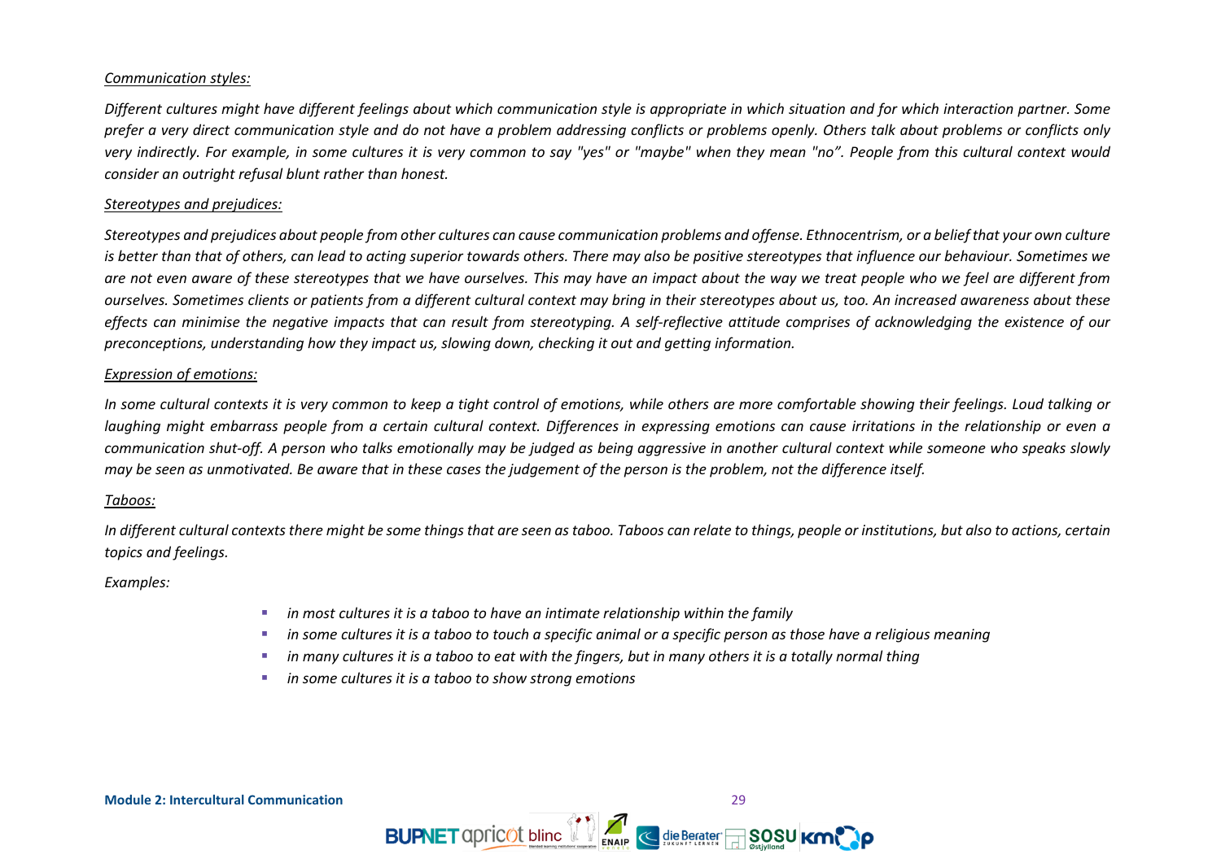*Communication styles:*

*Different cultures might have different feelings about which communication style is appropriate in which situation and for which interaction partner. Some prefer a very direct communication style and do not have a problem addressing conflicts or problems openly. Others talk about problems or conflicts only very indirectly. For example, in some cultures it is very common to say "yes" or "maybe" when they mean "no". People from this cultural context would consider an outright refusal blunt rather than honest.*

*Stereotypes and prejudices:*

*Stereotypes and prejudices about people from other cultures can cause communication problems and offense. Ethnocentrism, or a belief that your own culture is better than that of others, can lead to acting superior towards others. There may also be positive stereotypes that influence our behaviour. Sometimes we are not even aware of these stereotypes that we have ourselves. This may have an impact about the way we treat people who we feel are different from ourselves. Sometimes clients or patients from a different cultural context may bring in their stereotypes about us, too. An increased awareness about these effects can minimise the negative impacts that can result from stereotyping. A self-reflective attitude comprises of acknowledging the existence of our preconceptions, understanding how they impact us, slowing down, checking it out and getting information.*

*Expression of emotions:*

*In some cultural contexts it is very common to keep a tight control of emotions, while others are more comfortable showing their feelings. Loud talking or laughing might embarrass people from a certain cultural context. Differences in expressing emotions can cause irritations in the relationship or even a communication shut-off. A person who talks emotionally may be judged as being aggressive in another cultural context while someone who speaks slowly may be seen as unmotivated. Be aware that in these cases the judgement of the person is the problem, not the difference itself.*

*Taboos:*

*In different cultural contexts there might be some things that are seen as taboo. Taboos can relate to things, people or institutions, but also to actions, certain topics and feelings.*

*Examples:*

- *in most cultures it is a taboo to have an intimate relationship within the family*
- *in some cultures it is a taboo to touch a specific animal or a specific person as those have a religious meaning*
- *in many cultures it is a taboo to eat with the fingers, but in many others it is a totally normal thing*
- *in some cultures it is a taboo to show strong emotions*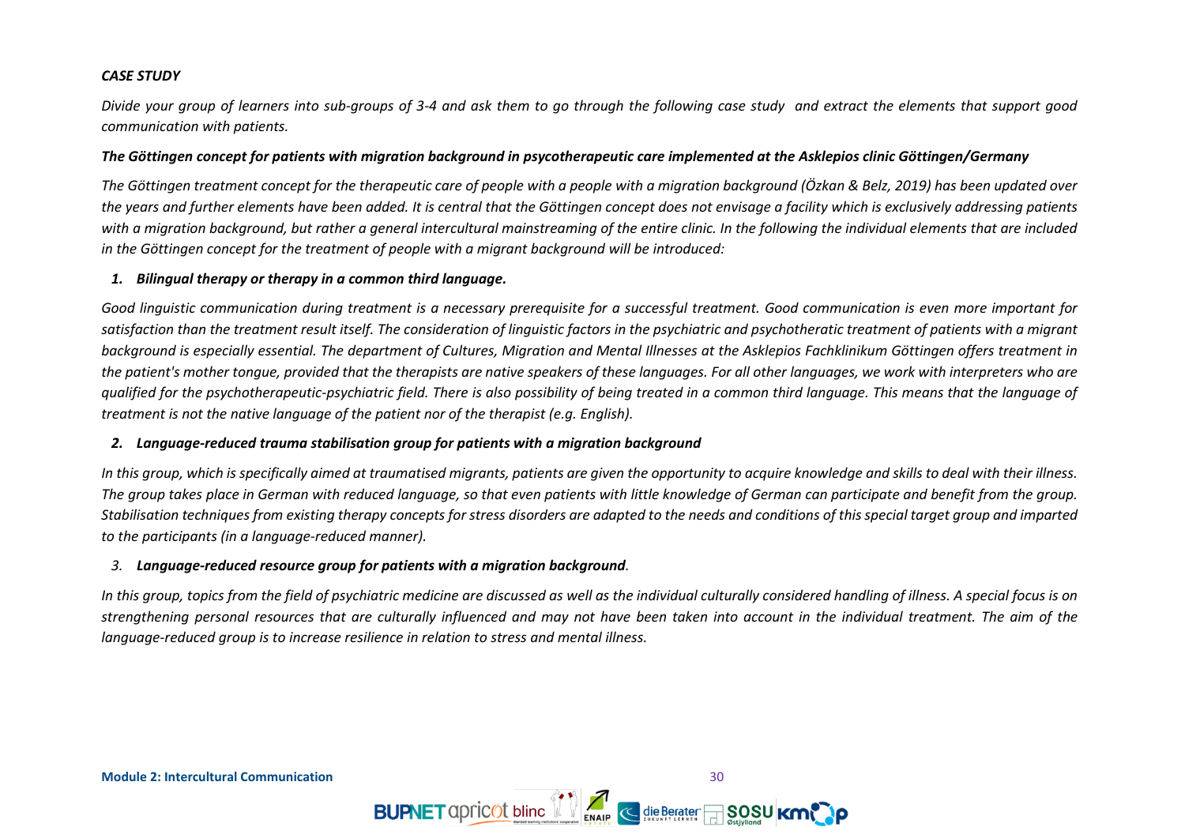*CASE STUDY*

*Divide your group of learners into sub-groups of 3-4 and ask them to go through the following case study and extract the elements that support good communication with patients.*

***The Göttingen concept for patients with migration background in psycotherapeutic care implemented at the Asklepios clinic Göttingen/Germany***

*The Göttingen treatment concept for the therapeutic care of people with a people with a migration background (Özkan & Belz, 2019) has been updated over the years and further elements have been added. It is central that the Göttingen concept does not envisage a facility which is exclusively addressing patients with a migration background, but rather a general intercultural mainstreaming of the entire clinic. In the following the individual elements that are included in the Göttingen concept for the treatment of people with a migrant background will be introduced:*

1. ***Bilingual therapy or therapy in a common third language.***

*Good linguistic communication during treatment is a necessary prerequisite for a successful treatment. Good communication is even more important for satisfaction than the treatment result itself. The consideration of linguistic factors in the psychiatric and psychotheratic treatment of patients with a migrant background is especially essential. The department of Cultures, Migration and Mental Illnesses at the Asklepios Fachklinikum Göttingen offers treatment in the patient's mother tongue, provided that the therapists are native speakers of these languages. For all other languages, we work with interpreters who are qualified for the psychotherapeutic-psychiatric field. There is also possibility of being treated in a common third language. This means that the language of treatment is not the native language of the patient nor of the therapist (e.g. English).*

2. ***Language-reduced trauma stabilisation group for patients with a migration background***

*In this group, which is specifically aimed at traumatised migrants, patients are given the opportunity to acquire knowledge and skills to deal with their illness. The group takes place in German with reduced language, so that even patients with little knowledge of German can participate and benefit from the group. Stabilisation techniques from existing therapy concepts for stress disorders are adapted to the needs and conditions of this special target group and imparted to the participants (in a language-reduced manner).*

3. ***Language-reduced resource group for patients with a migration background****.*

*In this group, topics from the field of psychiatric medicine are discussed as well as the individual culturally considered handling of illness. A special focus is on strengthening personal resources that are culturally influenced and may not have been taken into account in the individual treatment. The aim of the language-reduced group is to increase resilience in relation to stress and mental illness.*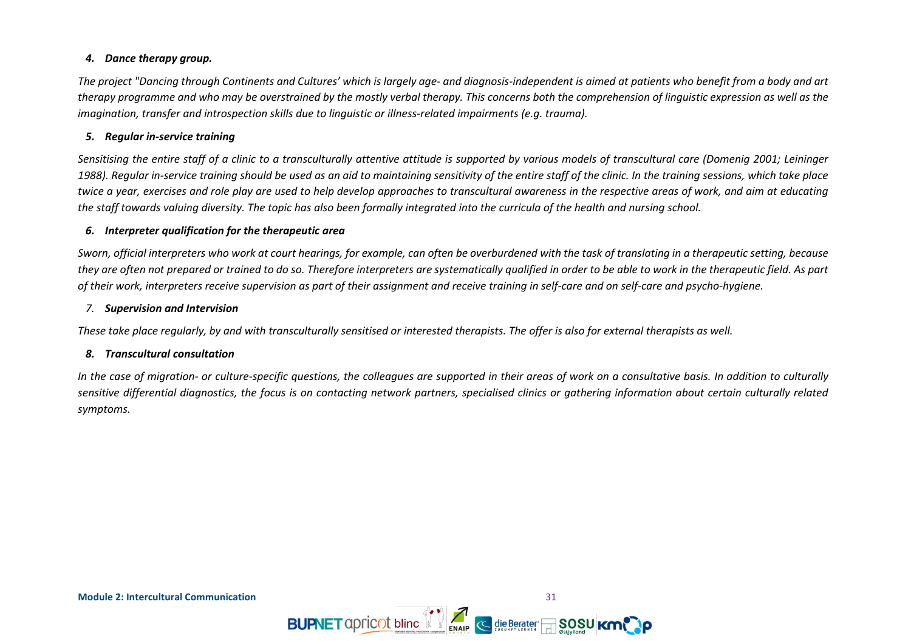***4. Dance therapy group.***

*The project "Dancing through Continents and Cultures' which is largely age- and diagnosis-independent is aimed at patients who benefit from a body and art therapy programme and who may be overstrained by the mostly verbal therapy. This concerns both the comprehension of linguistic expression as well as the imagination, transfer and introspection skills due to linguistic or illness-related impairments (e.g. trauma).*

***5. Regular in-service training***

*Sensitising the entire staff of a clinic to a transculturally attentive attitude is supported by various models of transcultural care (Domenig 2001; Leininger 1988). Regular in-service training should be used as an aid to maintaining sensitivity of the entire staff of the clinic. In the training sessions, which take place twice a year, exercises and role play are used to help develop approaches to transcultural awareness in the respective areas of work, and aim at educating the staff towards valuing diversity. The topic has also been formally integrated into the curricula of the health and nursing school.*

***6. Interpreter qualification for the therapeutic area***

*Sworn, official interpreters who work at court hearings, for example, can often be overburdened with the task of translating in a therapeutic setting, because they are often not prepared or trained to do so. Therefore interpreters are systematically qualified in order to be able to work in the therapeutic field. As part of their work, interpreters receive supervision as part of their assignment and receive training in self-care and on self-care and psycho-hygiene.*

*7.* ***Supervision and Intervision***

*These take place regularly, by and with transculturally sensitised or interested therapists. The offer is also for external therapists as well.*

***8. Transcultural consultation***

*In the case of migration- or culture-specific questions, the colleagues are supported in their areas of work on a consultative basis. In addition to culturally sensitive differential diagnostics, the focus is on contacting network partners, specialised clinics or gathering information about certain culturally related symptoms.*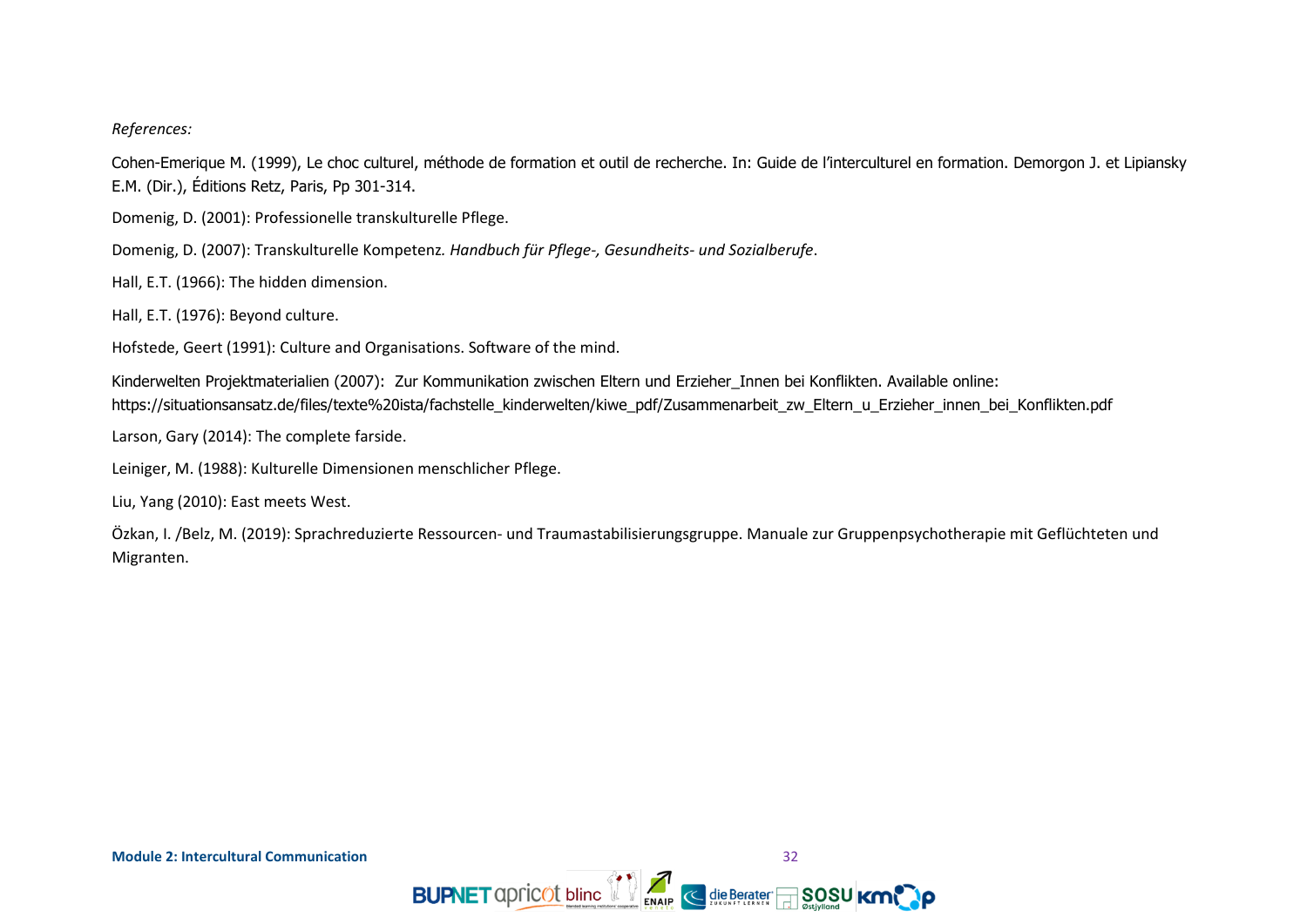*References:*

Cohen-Emerique M. (1999), Le choc culturel, méthode de formation et outil de recherche. In: Guide de l'interculturel en formation. Demorgon J. et Lipiansky E.M. (Dir.), Éditions Retz, Paris, Pp 301-314.

Domenig, D. (2001): Professionelle transkulturelle Pflege.

Domenig, D. (2007): Transkulturelle Kompetenz*. Handbuch für Pflege-, Gesundheits- und Sozialberufe*.

Hall, E.T. (1966): The hidden dimension.

Hall, E.T. (1976): Beyond culture.

Hofstede, Geert (1991): Culture and Organisations. Software of the mind.

Kinderwelten Projektmaterialien (2007): Zur Kommunikation zwischen Eltern und Erzieher_Innen bei Konflikten. Available online: https://situationsansatz.de/files/texte%20ista/fachstelle_kinderwelten/kiwe_pdf/Zusammenarbeit_zw_Eltern_u_Erzieher_innen_bei_Konflikten.pdf

Larson, Gary (2014): The complete farside.

Leiniger, M. (1988): Kulturelle Dimensionen menschlicher Pflege.

Liu, Yang (2010): East meets West.

Özkan, I. /Belz, M. (2019): Sprachreduzierte Ressourcen- und Traumastabilisierungsgruppe. Manuale zur Gruppenpsychotherapie mit Geflüchteten und Migranten.